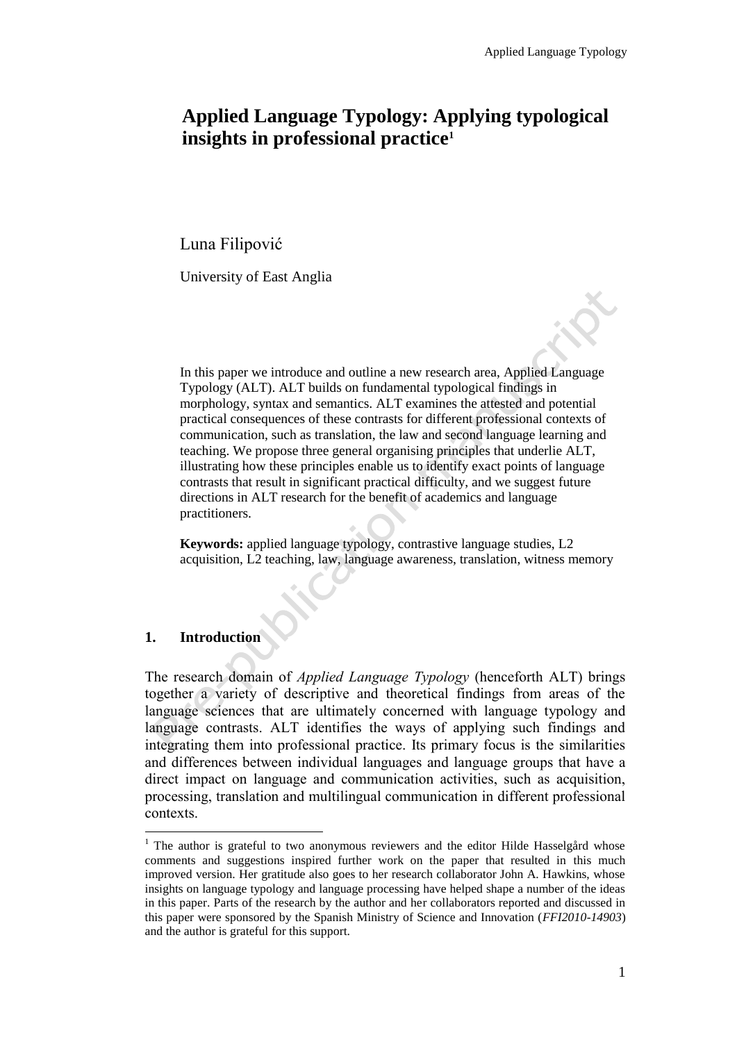# Applied Language Typology: Applying typological insights in professional practice[1]

Luna Filipović

University of East Anglia

In this paper we introduce and outline a new research area, Applied Language Typology (ALT). ALT builds on fundamental typological findings in morphology, syntax and semantics. ALT examines the attested and potential practical consequences of these contrasts for different professional contexts of communication, such as translation, the law and second language learning and teaching. We propose three general organising principles that underlie ALT, illustrating how these principles enable us to identify exact points of language contrasts that result in significant practical difficulty, and we suggest future directions in ALT research for the benefit of academics and language practitioners.

**Keywords:** applied language typology, contrastive language studies, L2 acquisition, L2 teaching, law, language awareness, translation, witness memory

## 1. Introduction

The research domain of *Applied Language Typology* (henceforth ALT) brings together a variety of descriptive and theoretical findings from areas of the language sciences that are ultimately concerned with language typology and language contrasts. ALT identifies the ways of applying such findings and integrating them into professional practice. Its primary focus is the similarities and differences between individual languages and language groups that have a direct impact on language and communication activities, such as acquisition, processing, translation and multilingual communication in different professional contexts.

[1] The author is grateful to two anonymous reviewers and the editor Hilde Hasselgård whose comments and suggestions inspired further work on the paper that resulted in this much improved version. Her gratitude also goes to her research collaborator John A. Hawkins, whose insights on language typology and language processing have helped shape a number of the ideas in this paper. Parts of the research by the author and her collaborators reported and discussed in this paper were sponsored by the Spanish Ministry of Science and Innovation (*FFI2010-14903*) and the author is grateful for this support.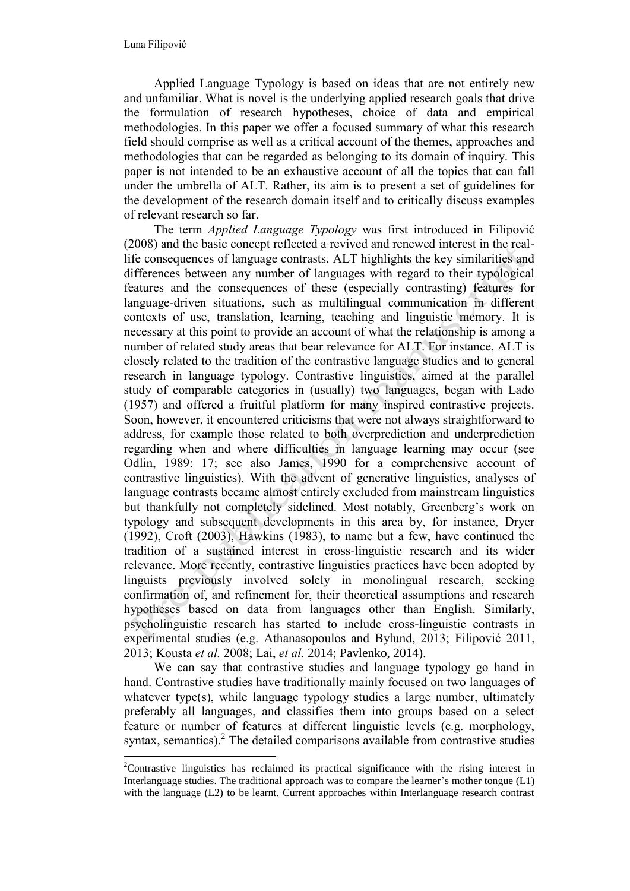Applied Language Typology is based on ideas that are not entirely new and unfamiliar. What is novel is the underlying applied research goals that drive the formulation of research hypotheses, choice of data and empirical methodologies. In this paper we offer a focused summary of what this research field should comprise as well as a critical account of the themes, approaches and methodologies that can be regarded as belonging to its domain of inquiry. This paper is not intended to be an exhaustive account of all the topics that can fall under the umbrella of ALT. Rather, its aim is to present a set of guidelines for the development of the research domain itself and to critically discuss examples of relevant research so far.

The term *Applied Language Typology* was first introduced in Filipović (2008) and the basic concept reflected a revived and renewed interest in the real-life consequences of language contrasts. ALT highlights the key similarities and differences between any number of languages with regard to their typological features and the consequences of these (especially contrasting) features for language-driven situations, such as multilingual communication in different contexts of use, translation, learning, teaching and linguistic memory. It is necessary at this point to provide an account of what the relationship is among a number of related study areas that bear relevance for ALT. For instance, ALT is closely related to the tradition of the contrastive language studies and to general research in language typology. Contrastive linguistics, aimed at the parallel study of comparable categories in (usually) two languages, began with Lado (1957) and offered a fruitful platform for many inspired contrastive projects. Soon, however, it encountered criticisms that were not always straightforward to address, for example those related to both overprediction and underprediction regarding when and where difficulties in language learning may occur (see Odlin, 1989: 17; see also James, 1990 for a comprehensive account of contrastive linguistics). With the advent of generative linguistics, analyses of language contrasts became almost entirely excluded from mainstream linguistics but thankfully not completely sidelined. Most notably, Greenberg's work on typology and subsequent developments in this area by, for instance, Dryer (1992), Croft (2003), Hawkins (1983), to name but a few, have continued the tradition of a sustained interest in cross-linguistic research and its wider relevance. More recently, contrastive linguistics practices have been adopted by linguists previously involved solely in monolingual research, seeking confirmation of, and refinement for, their theoretical assumptions and research hypotheses based on data from languages other than English. Similarly, psycholinguistic research has started to include cross-linguistic contrasts in experimental studies (e.g. Athanasopoulos and Bylund, 2013; Filipović 2011, 2013; Kousta *et al.* 2008; Lai, *et al.* 2014; Pavlenko, 2014).

We can say that contrastive studies and language typology go hand in hand. Contrastive studies have traditionally mainly focused on two languages of whatever type(s), while language typology studies a large number, ultimately preferably all languages, and classifies them into groups based on a select feature or number of features at different linguistic levels (e.g. morphology, syntax, semantics).[2] The detailed comparisons available from contrastive studies

[2]Contrastive linguistics has reclaimed its practical significance with the rising interest in Interlanguage studies. The traditional approach was to compare the learner's mother tongue (L1) with the language (L2) to be learnt. Current approaches within Interlanguage research contrast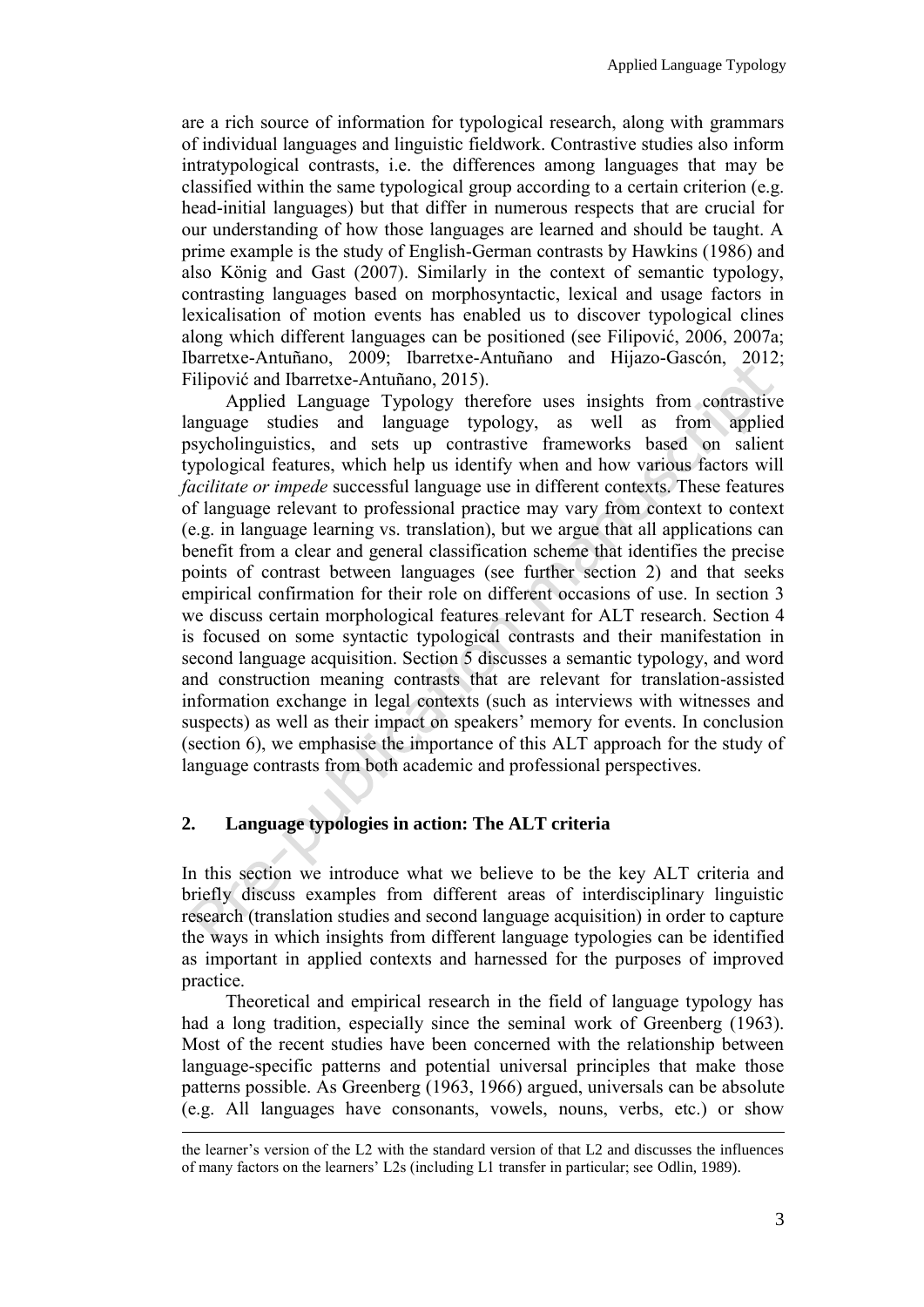are a rich source of information for typological research, along with grammars of individual languages and linguistic fieldwork. Contrastive studies also inform intratypological contrasts, i.e. the differences among languages that may be classified within the same typological group according to a certain criterion (e.g. head-initial languages) but that differ in numerous respects that are crucial for our understanding of how those languages are learned and should be taught. A prime example is the study of English-German contrasts by Hawkins (1986) and also König and Gast (2007). Similarly in the context of semantic typology, contrasting languages based on morphosyntactic, lexical and usage factors in lexicalisation of motion events has enabled us to discover typological clines along which different languages can be positioned (see Filipović, 2006, 2007a; Ibarretxe-Antuñano, 2009; Ibarretxe-Antuñano and Hijazo-Gascón, 2012; Filipović and Ibarretxe-Antuñano, 2015).

Applied Language Typology therefore uses insights from contrastive language studies and language typology, as well as from applied psycholinguistics, and sets up contrastive frameworks based on salient typological features, which help us identify when and how various factors will *facilitate or impede* successful language use in different contexts. These features of language relevant to professional practice may vary from context to context (e.g. in language learning vs. translation), but we argue that all applications can benefit from a clear and general classification scheme that identifies the precise points of contrast between languages (see further section 2) and that seeks empirical confirmation for their role on different occasions of use. In section 3 we discuss certain morphological features relevant for ALT research. Section 4 is focused on some syntactic typological contrasts and their manifestation in second language acquisition. Section 5 discusses a semantic typology, and word and construction meaning contrasts that are relevant for translation-assisted information exchange in legal contexts (such as interviews with witnesses and suspects) as well as their impact on speakers' memory for events. In conclusion (section 6), we emphasise the importance of this ALT approach for the study of language contrasts from both academic and professional perspectives.

## 2. Language typologies in action: The ALT criteria

In this section we introduce what we believe to be the key ALT criteria and briefly discuss examples from different areas of interdisciplinary linguistic research (translation studies and second language acquisition) in order to capture the ways in which insights from different language typologies can be identified as important in applied contexts and harnessed for the purposes of improved practice.

Theoretical and empirical research in the field of language typology has had a long tradition, especially since the seminal work of Greenberg (1963). Most of the recent studies have been concerned with the relationship between language-specific patterns and potential universal principles that make those patterns possible. As Greenberg (1963, 1966) argued, universals can be absolute (e.g. All languages have consonants, vowels, nouns, verbs, etc.) or show

---

the learner's version of the L2 with the standard version of that L2 and discusses the influences of many factors on the learners' L2s (including L1 transfer in particular; see Odlin, 1989).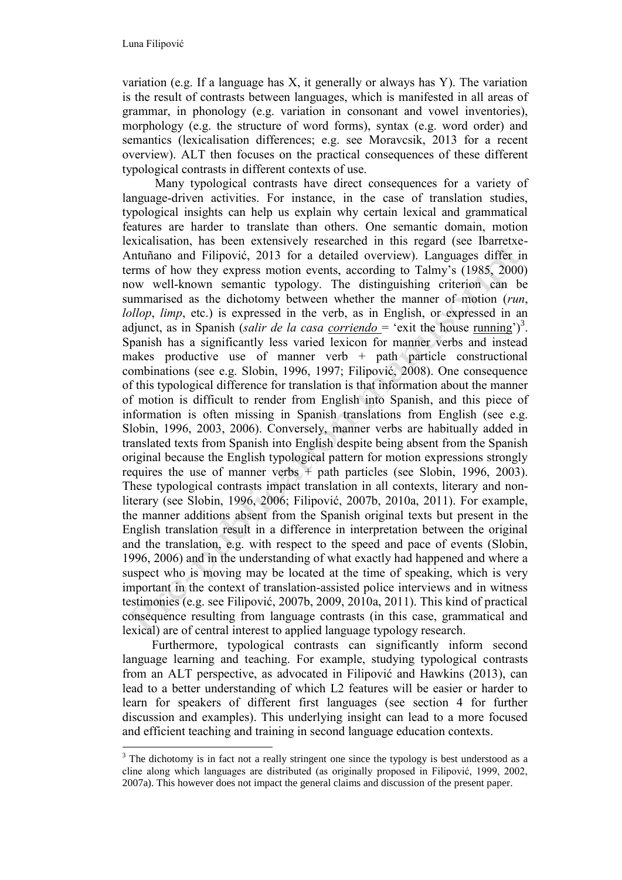variation (e.g. If a language has X, it generally or always has Y). The variation is the result of contrasts between languages, which is manifested in all areas of grammar, in phonology (e.g. variation in consonant and vowel inventories), morphology (e.g. the structure of word forms), syntax (e.g. word order) and semantics (lexicalisation differences; e.g. see Moravcsik, 2013 for a recent overview). ALT then focuses on the practical consequences of these different typological contrasts in different contexts of use.

Many typological contrasts have direct consequences for a variety of language-driven activities. For instance, in the case of translation studies, typological insights can help us explain why certain lexical and grammatical features are harder to translate than others. One semantic domain, motion lexicalisation, has been extensively researched in this regard (see Ibarretxe-Antuñano and Filipović, 2013 for a detailed overview). Languages differ in terms of how they express motion events, according to Talmy's (1985, 2000) now well-known semantic typology. The distinguishing criterion can be summarised as the dichotomy between whether the manner of motion (*run*, *lollop*, *limp*, etc.) is expressed in the verb, as in English, or expressed in an adjunct, as in Spanish (*salir de la casa* <u>*corriendo*</u> = 'exit the house <u>running</u>')[3]. Spanish has a significantly less varied lexicon for manner verbs and instead makes productive use of manner verb + path particle constructional combinations (see e.g. Slobin, 1996, 1997; Filipović, 2008). One consequence of this typological difference for translation is that information about the manner of motion is difficult to render from English into Spanish, and this piece of information is often missing in Spanish translations from English (see e.g. Slobin, 1996, 2003, 2006). Conversely, manner verbs are habitually added in translated texts from Spanish into English despite being absent from the Spanish original because the English typological pattern for motion expressions strongly requires the use of manner verbs + path particles (see Slobin, 1996, 2003). These typological contrasts impact translation in all contexts, literary and non-literary (see Slobin, 1996, 2006; Filipović, 2007b, 2010a, 2011). For example, the manner additions absent from the Spanish original texts but present in the English translation result in a difference in interpretation between the original and the translation, e.g. with respect to the speed and pace of events (Slobin, 1996, 2006) and in the understanding of what exactly had happened and where a suspect who is moving may be located at the time of speaking, which is very important in the context of translation-assisted police interviews and in witness testimonies (e.g. see Filipović, 2007b, 2009, 2010a, 2011). This kind of practical consequence resulting from language contrasts (in this case, grammatical and lexical) are of central interest to applied language typology research.

Furthermore, typological contrasts can significantly inform second language learning and teaching. For example, studying typological contrasts from an ALT perspective, as advocated in Filipović and Hawkins (2013), can lead to a better understanding of which L2 features will be easier or harder to learn for speakers of different first languages (see section 4 for further discussion and examples). This underlying insight can lead to a more focused and efficient teaching and training in second language education contexts.

[3] The dichotomy is in fact not a really stringent one since the typology is best understood as a cline along which languages are distributed (as originally proposed in Filipović, 1999, 2002, 2007a). This however does not impact the general claims and discussion of the present paper.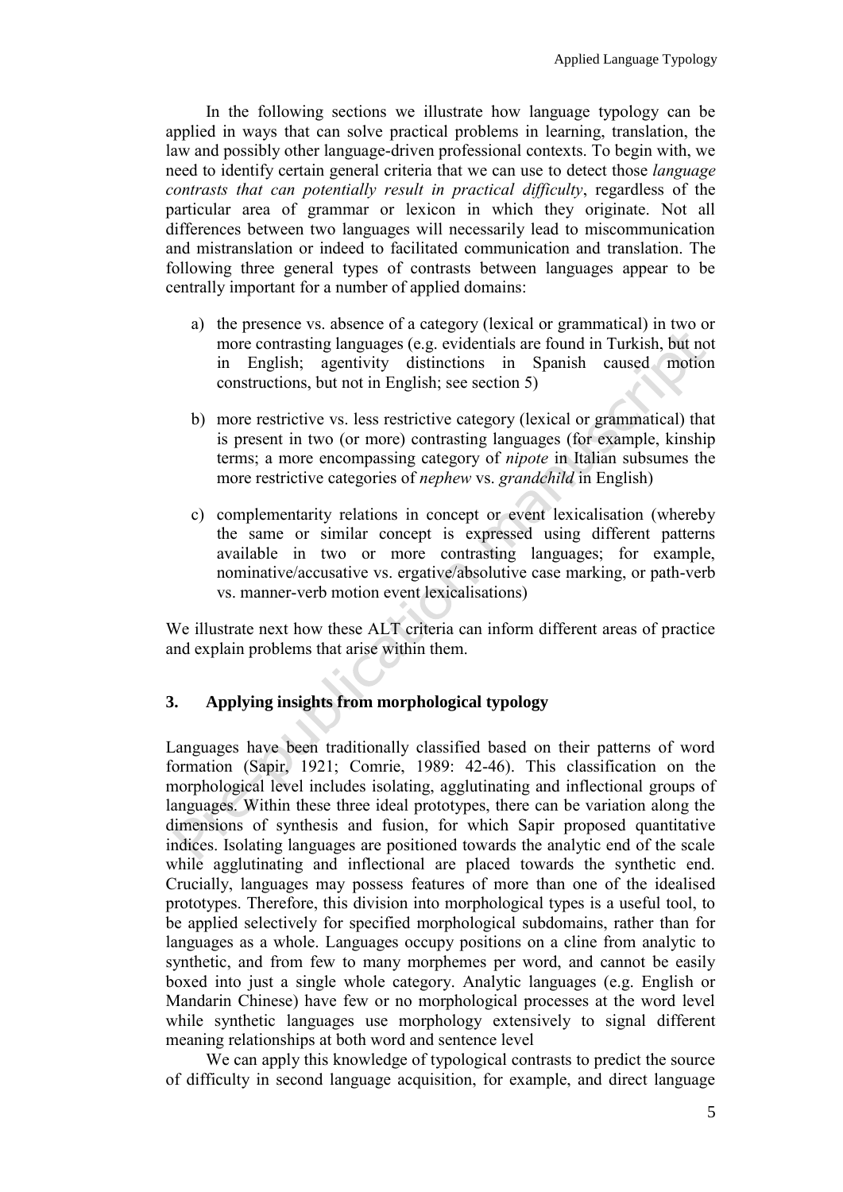In the following sections we illustrate how language typology can be applied in ways that can solve practical problems in learning, translation, the law and possibly other language-driven professional contexts. To begin with, we need to identify certain general criteria that we can use to detect those *language contrasts that can potentially result in practical difficulty*, regardless of the particular area of grammar or lexicon in which they originate. Not all differences between two languages will necessarily lead to miscommunication and mistranslation or indeed to facilitated communication and translation. The following three general types of contrasts between languages appear to be centrally important for a number of applied domains:

a) the presence vs. absence of a category (lexical or grammatical) in two or more contrasting languages (e.g. evidentials are found in Turkish, but not in English; agentivity distinctions in Spanish caused motion constructions, but not in English; see section 5)

b) more restrictive vs. less restrictive category (lexical or grammatical) that is present in two (or more) contrasting languages (for example, kinship terms; a more encompassing category of *nipote* in Italian subsumes the more restrictive categories of *nephew* vs. *grandchild* in English)

c) complementarity relations in concept or event lexicalisation (whereby the same or similar concept is expressed using different patterns available in two or more contrasting languages; for example, nominative/accusative vs. ergative/absolutive case marking, or path-verb vs. manner-verb motion event lexicalisations)

We illustrate next how these ALT criteria can inform different areas of practice and explain problems that arise within them.

## 3. Applying insights from morphological typology

Languages have been traditionally classified based on their patterns of word formation (Sapir, 1921; Comrie, 1989: 42-46). This classification on the morphological level includes isolating, agglutinating and inflectional groups of languages. Within these three ideal prototypes, there can be variation along the dimensions of synthesis and fusion, for which Sapir proposed quantitative indices. Isolating languages are positioned towards the analytic end of the scale while agglutinating and inflectional are placed towards the synthetic end. Crucially, languages may possess features of more than one of the idealised prototypes. Therefore, this division into morphological types is a useful tool, to be applied selectively for specified morphological subdomains, rather than for languages as a whole. Languages occupy positions on a cline from analytic to synthetic, and from few to many morphemes per word, and cannot be easily boxed into just a single whole category. Analytic languages (e.g. English or Mandarin Chinese) have few or no morphological processes at the word level while synthetic languages use morphology extensively to signal different meaning relationships at both word and sentence level

We can apply this knowledge of typological contrasts to predict the source of difficulty in second language acquisition, for example, and direct language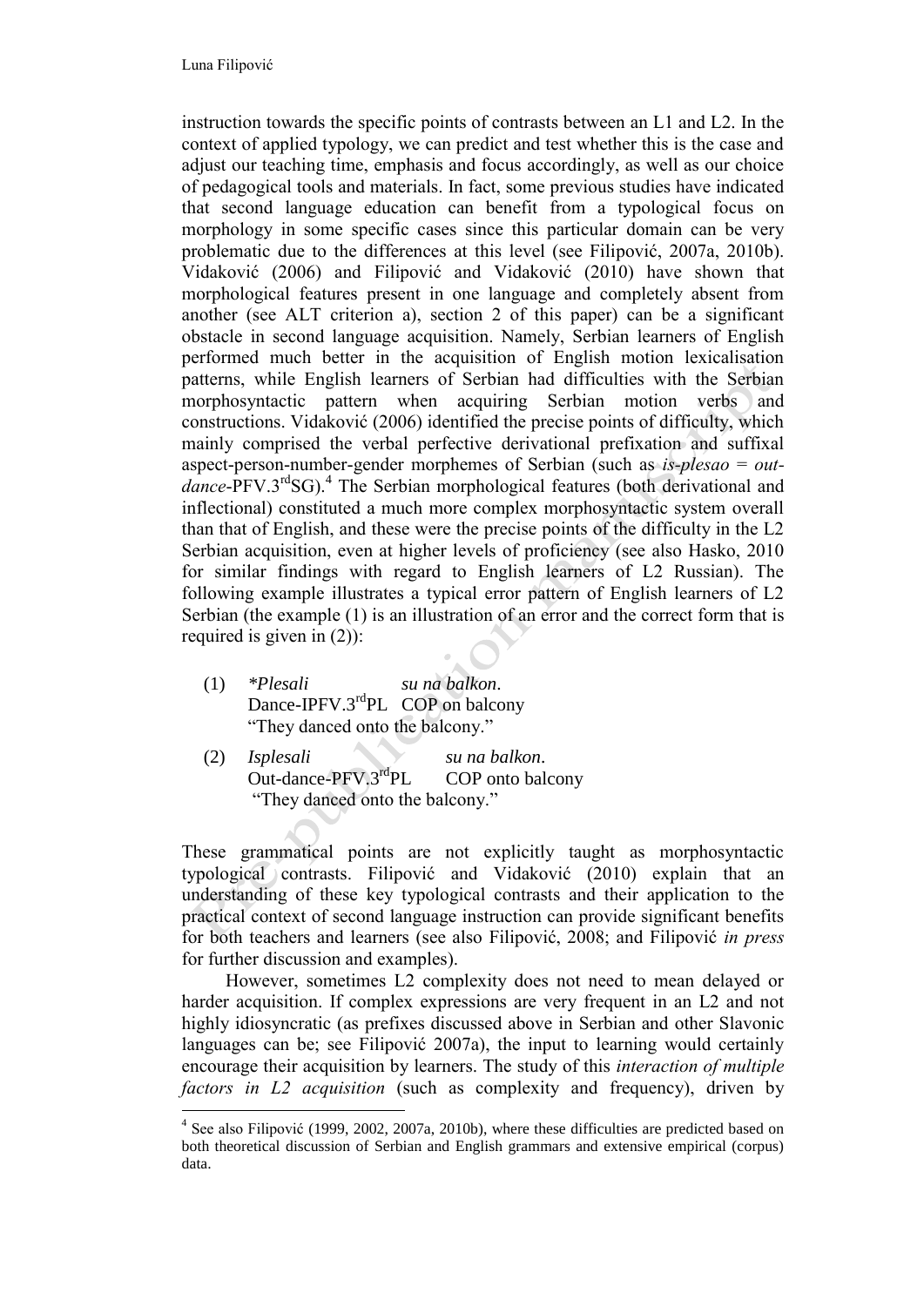instruction towards the specific points of contrasts between an L1 and L2. In the context of applied typology, we can predict and test whether this is the case and adjust our teaching time, emphasis and focus accordingly, as well as our choice of pedagogical tools and materials. In fact, some previous studies have indicated that second language education can benefit from a typological focus on morphology in some specific cases since this particular domain can be very problematic due to the differences at this level (see Filipović, 2007a, 2010b). Vidaković (2006) and Filipović and Vidaković (2010) have shown that morphological features present in one language and completely absent from another (see ALT criterion a), section 2 of this paper) can be a significant obstacle in second language acquisition. Namely, Serbian learners of English performed much better in the acquisition of English motion lexicalisation patterns, while English learners of Serbian had difficulties with the Serbian morphosyntactic pattern when acquiring Serbian motion verbs and constructions. Vidaković (2006) identified the precise points of difficulty, which mainly comprised the verbal perfective derivational prefixation and suffixal aspect-person-number-gender morphemes of Serbian (such as *is-plesao* = *out-dance*-PFV.3rdSG).[4] The Serbian morphological features (both derivational and inflectional) constituted a much more complex morphosyntactic system overall than that of English, and these were the precise points of the difficulty in the L2 Serbian acquisition, even at higher levels of proficiency (see also Hasko, 2010 for similar findings with regard to English learners of L2 Russian). The following example illustrates a typical error pattern of English learners of L2 Serbian (the example (1) is an illustration of an error and the correct form that is required is given in (2)):

(1) *\*Plesali* *su na balkon*.
Dance-IPFV.3rdPL COP on balcony
"They danced onto the balcony."

(2) *Isplesali* *su na balkon*.
Out-dance-PFV.3rdPL COP onto balcony
"They danced onto the balcony."

These grammatical points are not explicitly taught as morphosyntactic typological contrasts. Filipović and Vidaković (2010) explain that an understanding of these key typological contrasts and their application to the practical context of second language instruction can provide significant benefits for both teachers and learners (see also Filipović, 2008; and Filipović *in press* for further discussion and examples).

However, sometimes L2 complexity does not need to mean delayed or harder acquisition. If complex expressions are very frequent in an L2 and not highly idiosyncratic (as prefixes discussed above in Serbian and other Slavonic languages can be; see Filipović 2007a), the input to learning would certainly encourage their acquisition by learners. The study of this *interaction of multiple factors in L2 acquisition* (such as complexity and frequency), driven by

[4] See also Filipović (1999, 2002, 2007a, 2010b), where these difficulties are predicted based on both theoretical discussion of Serbian and English grammars and extensive empirical (corpus) data.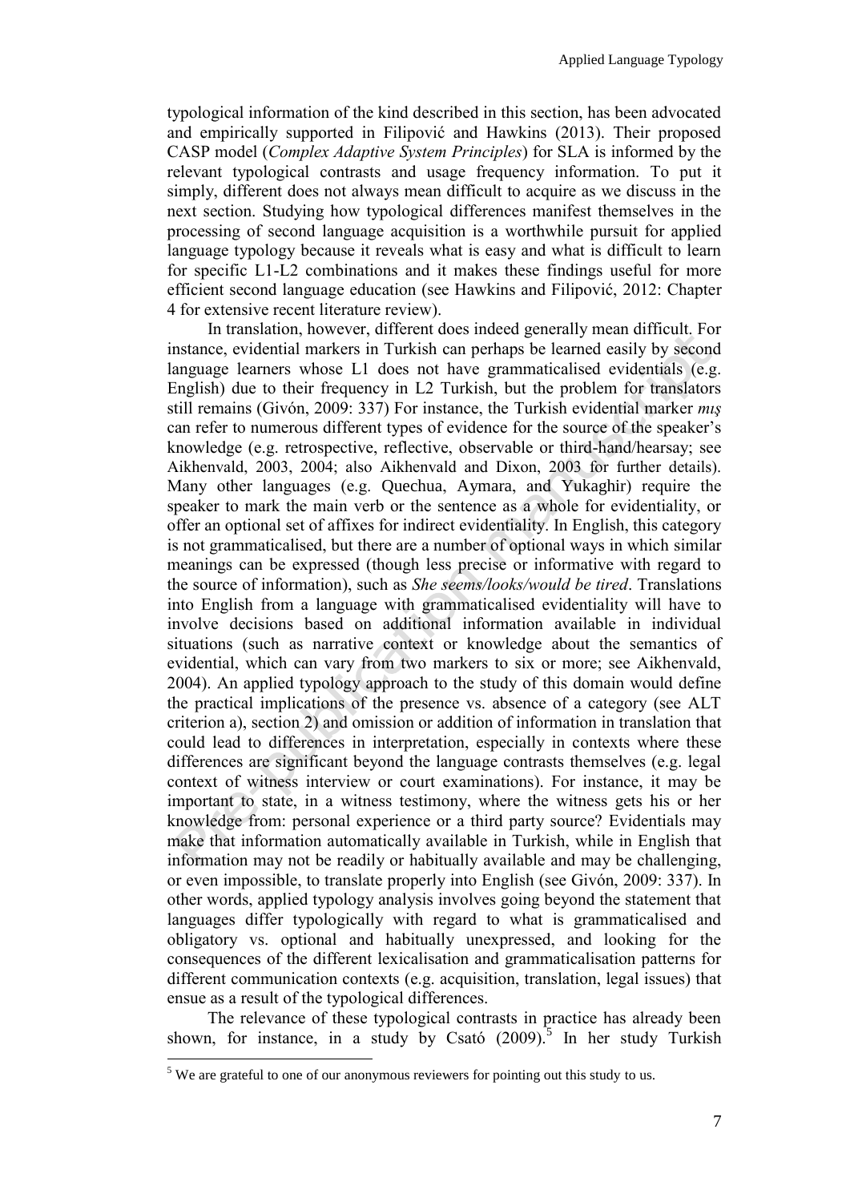typological information of the kind described in this section, has been advocated and empirically supported in Filipović and Hawkins (2013). Their proposed CASP model (*Complex Adaptive System Principles*) for SLA is informed by the relevant typological contrasts and usage frequency information. To put it simply, different does not always mean difficult to acquire as we discuss in the next section. Studying how typological differences manifest themselves in the processing of second language acquisition is a worthwhile pursuit for applied language typology because it reveals what is easy and what is difficult to learn for specific L1-L2 combinations and it makes these findings useful for more efficient second language education (see Hawkins and Filipović, 2012: Chapter 4 for extensive recent literature review).

In translation, however, different does indeed generally mean difficult. For instance, evidential markers in Turkish can perhaps be learned easily by second language learners whose L1 does not have grammaticalised evidentials (e.g. English) due to their frequency in L2 Turkish, but the problem for translators still remains (Givón, 2009: 337) For instance, the Turkish evidential marker *mış* can refer to numerous different types of evidence for the source of the speaker's knowledge (e.g. retrospective, reflective, observable or third-hand/hearsay; see Aikhenvald, 2003, 2004; also Aikhenvald and Dixon, 2003 for further details). Many other languages (e.g. Quechua, Aymara, and Yukaghir) require the speaker to mark the main verb or the sentence as a whole for evidentiality, or offer an optional set of affixes for indirect evidentiality. In English, this category is not grammaticalised, but there are a number of optional ways in which similar meanings can be expressed (though less precise or informative with regard to the source of information), such as *She seems/looks/would be tired*. Translations into English from a language with grammaticalised evidentiality will have to involve decisions based on additional information available in individual situations (such as narrative context or knowledge about the semantics of evidential, which can vary from two markers to six or more; see Aikhenvald, 2004). An applied typology approach to the study of this domain would define the practical implications of the presence vs. absence of a category (see ALT criterion a), section 2) and omission or addition of information in translation that could lead to differences in interpretation, especially in contexts where these differences are significant beyond the language contrasts themselves (e.g. legal context of witness interview or court examinations). For instance, it may be important to state, in a witness testimony, where the witness gets his or her knowledge from: personal experience or a third party source? Evidentials may make that information automatically available in Turkish, while in English that information may not be readily or habitually available and may be challenging, or even impossible, to translate properly into English (see Givón, 2009: 337). In other words, applied typology analysis involves going beyond the statement that languages differ typologically with regard to what is grammaticalised and obligatory vs. optional and habitually unexpressed, and looking for the consequences of the different lexicalisation and grammaticalisation patterns for different communication contexts (e.g. acquisition, translation, legal issues) that ensue as a result of the typological differences.

The relevance of these typological contrasts in practice has already been shown, for instance, in a study by Csató (2009).[5] In her study Turkish

[5] We are grateful to one of our anonymous reviewers for pointing out this study to us.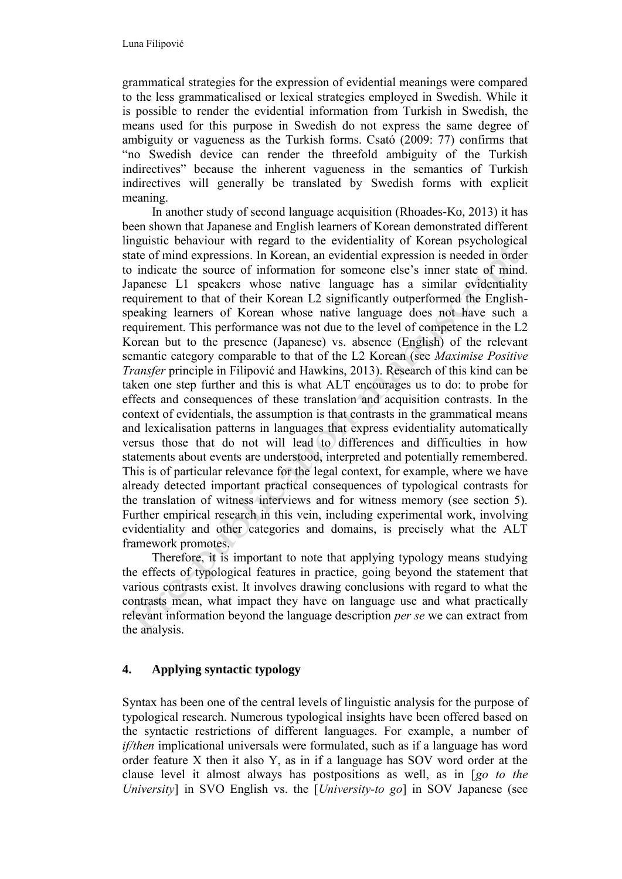grammatical strategies for the expression of evidential meanings were compared to the less grammaticalised or lexical strategies employed in Swedish. While it is possible to render the evidential information from Turkish in Swedish, the means used for this purpose in Swedish do not express the same degree of ambiguity or vagueness as the Turkish forms. Csató (2009: 77) confirms that "no Swedish device can render the threefold ambiguity of the Turkish indirectives" because the inherent vagueness in the semantics of Turkish indirectives will generally be translated by Swedish forms with explicit meaning.

In another study of second language acquisition (Rhoades-Ko, 2013) it has been shown that Japanese and English learners of Korean demonstrated different linguistic behaviour with regard to the evidentiality of Korean psychological state of mind expressions. In Korean, an evidential expression is needed in order to indicate the source of information for someone else's inner state of mind. Japanese L1 speakers whose native language has a similar evidentiality requirement to that of their Korean L2 significantly outperformed the English-speaking learners of Korean whose native language does not have such a requirement. This performance was not due to the level of competence in the L2 Korean but to the presence (Japanese) vs. absence (English) of the relevant semantic category comparable to that of the L2 Korean (see *Maximise Positive Transfer* principle in Filipović and Hawkins, 2013). Research of this kind can be taken one step further and this is what ALT encourages us to do: to probe for effects and consequences of these translation and acquisition contrasts. In the context of evidentials, the assumption is that contrasts in the grammatical means and lexicalisation patterns in languages that express evidentiality automatically versus those that do not will lead to differences and difficulties in how statements about events are understood, interpreted and potentially remembered. This is of particular relevance for the legal context, for example, where we have already detected important practical consequences of typological contrasts for the translation of witness interviews and for witness memory (see section 5). Further empirical research in this vein, including experimental work, involving evidentiality and other categories and domains, is precisely what the ALT framework promotes.

Therefore, it is important to note that applying typology means studying the effects of typological features in practice, going beyond the statement that various contrasts exist. It involves drawing conclusions with regard to what the contrasts mean, what impact they have on language use and what practically relevant information beyond the language description *per se* we can extract from the analysis.

## 4. Applying syntactic typology

Syntax has been one of the central levels of linguistic analysis for the purpose of typological research. Numerous typological insights have been offered based on the syntactic restrictions of different languages. For example, a number of *if/then* implicational universals were formulated, such as if a language has word order feature X then it also Y, as in if a language has SOV word order at the clause level it almost always has postpositions as well, as in [*go to the University*] in SVO English vs. the [*University-to go*] in SOV Japanese (see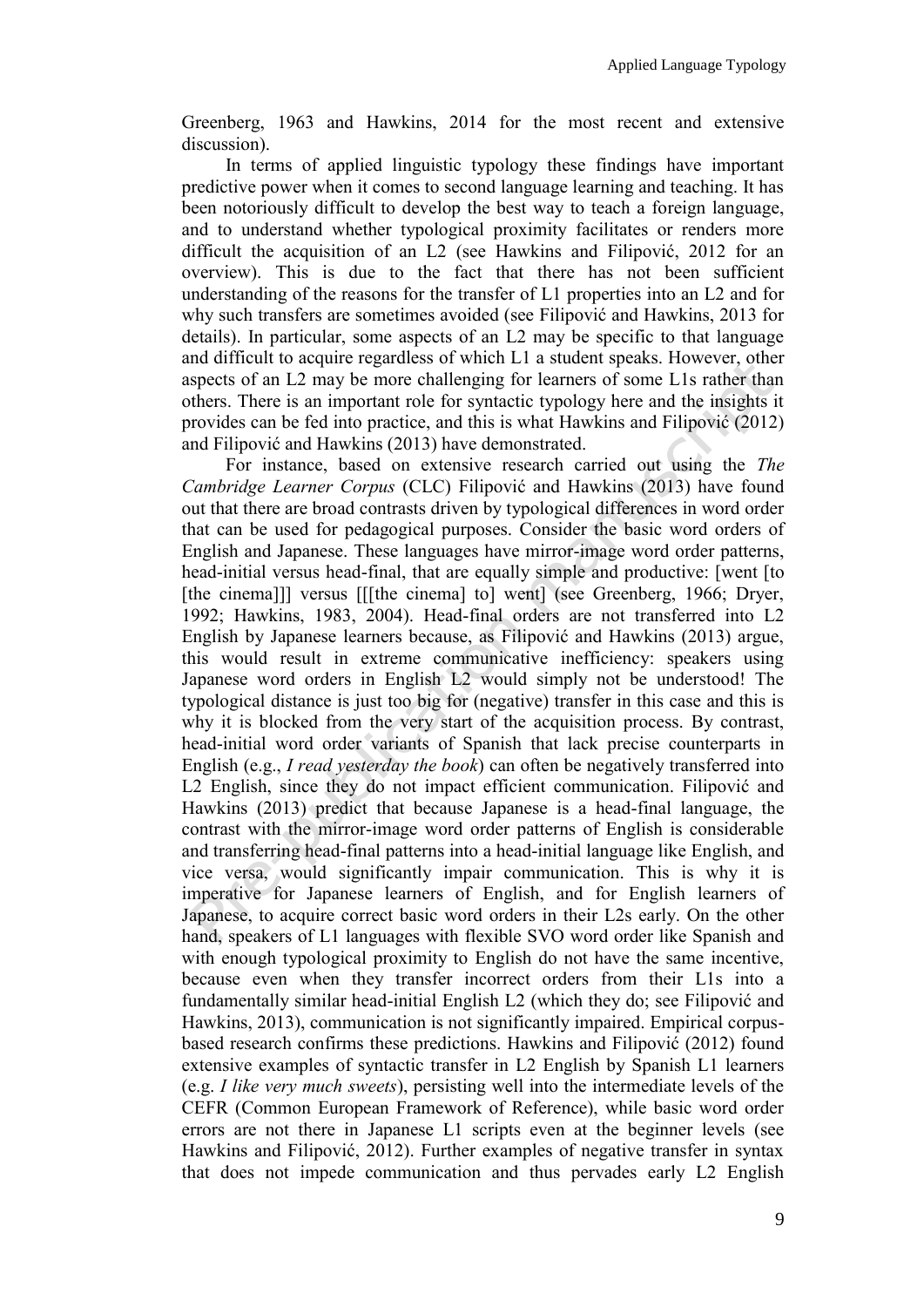Greenberg, 1963 and Hawkins, 2014 for the most recent and extensive discussion).

In terms of applied linguistic typology these findings have important predictive power when it comes to second language learning and teaching. It has been notoriously difficult to develop the best way to teach a foreign language, and to understand whether typological proximity facilitates or renders more difficult the acquisition of an L2 (see Hawkins and Filipović, 2012 for an overview). This is due to the fact that there has not been sufficient understanding of the reasons for the transfer of L1 properties into an L2 and for why such transfers are sometimes avoided (see Filipović and Hawkins, 2013 for details). In particular, some aspects of an L2 may be specific to that language and difficult to acquire regardless of which L1 a student speaks. However, other aspects of an L2 may be more challenging for learners of some L1s rather than others. There is an important role for syntactic typology here and the insights it provides can be fed into practice, and this is what Hawkins and Filipović (2012) and Filipović and Hawkins (2013) have demonstrated.

For instance, based on extensive research carried out using the *The Cambridge Learner Corpus* (CLC) Filipović and Hawkins (2013) have found out that there are broad contrasts driven by typological differences in word order that can be used for pedagogical purposes. Consider the basic word orders of English and Japanese. These languages have mirror-image word order patterns, head-initial versus head-final, that are equally simple and productive: [went [to [the cinema]]] versus [[[the cinema] to] went] (see Greenberg, 1966; Dryer, 1992; Hawkins, 1983, 2004). Head-final orders are not transferred into L2 English by Japanese learners because, as Filipović and Hawkins (2013) argue, this would result in extreme communicative inefficiency: speakers using Japanese word orders in English L2 would simply not be understood! The typological distance is just too big for (negative) transfer in this case and this is why it is blocked from the very start of the acquisition process. By contrast, head-initial word order variants of Spanish that lack precise counterparts in English (e.g., *I read yesterday the book*) can often be negatively transferred into L2 English, since they do not impact efficient communication. Filipović and Hawkins (2013) predict that because Japanese is a head-final language, the contrast with the mirror-image word order patterns of English is considerable and transferring head-final patterns into a head-initial language like English, and vice versa, would significantly impair communication. This is why it is imperative for Japanese learners of English, and for English learners of Japanese, to acquire correct basic word orders in their L2s early. On the other hand, speakers of L1 languages with flexible SVO word order like Spanish and with enough typological proximity to English do not have the same incentive, because even when they transfer incorrect orders from their L1s into a fundamentally similar head-initial English L2 (which they do; see Filipović and Hawkins, 2013), communication is not significantly impaired. Empirical corpus-based research confirms these predictions. Hawkins and Filipović (2012) found extensive examples of syntactic transfer in L2 English by Spanish L1 learners (e.g. *I like very much sweets*), persisting well into the intermediate levels of the CEFR (Common European Framework of Reference), while basic word order errors are not there in Japanese L1 scripts even at the beginner levels (see Hawkins and Filipović, 2012). Further examples of negative transfer in syntax that does not impede communication and thus pervades early L2 English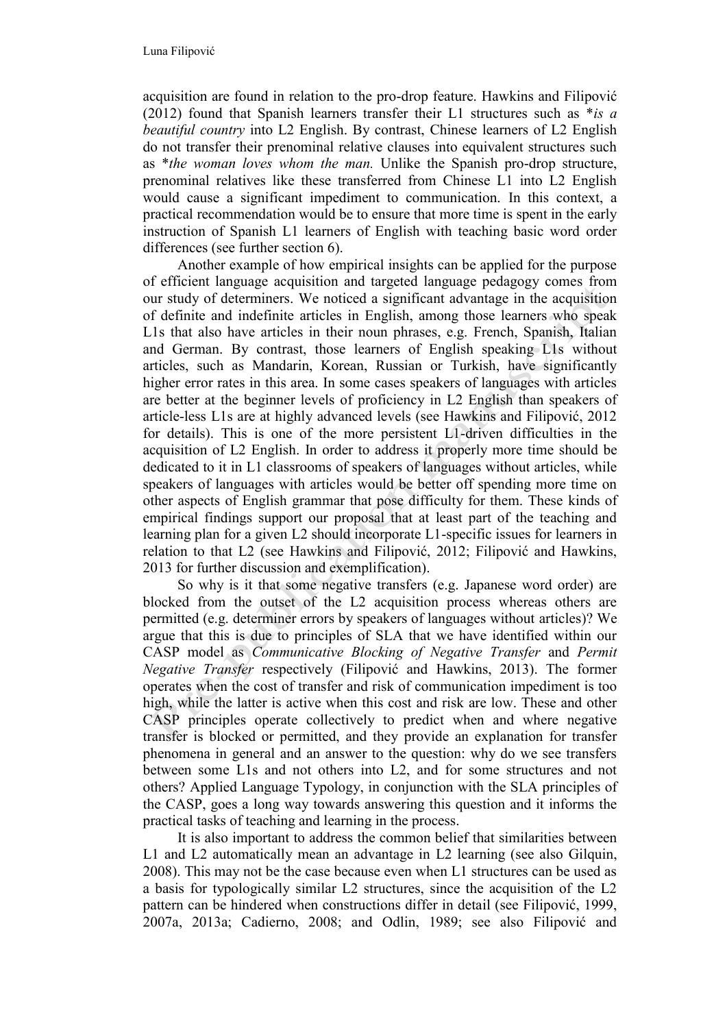acquisition are found in relation to the pro-drop feature. Hawkins and Filipović (2012) found that Spanish learners transfer their L1 structures such as **is a beautiful country* into L2 English. By contrast, Chinese learners of L2 English do not transfer their prenominal relative clauses into equivalent structures such as **the woman loves whom the man.* Unlike the Spanish pro-drop structure, prenominal relatives like these transferred from Chinese L1 into L2 English would cause a significant impediment to communication. In this context, a practical recommendation would be to ensure that more time is spent in the early instruction of Spanish L1 learners of English with teaching basic word order differences (see further section 6).

Another example of how empirical insights can be applied for the purpose of efficient language acquisition and targeted language pedagogy comes from our study of determiners. We noticed a significant advantage in the acquisition of definite and indefinite articles in English, among those learners who speak L1s that also have articles in their noun phrases, e.g. French, Spanish, Italian and German. By contrast, those learners of English speaking L1s without articles, such as Mandarin, Korean, Russian or Turkish, have significantly higher error rates in this area. In some cases speakers of languages with articles are better at the beginner levels of proficiency in L2 English than speakers of article-less L1s are at highly advanced levels (see Hawkins and Filipović, 2012 for details). This is one of the more persistent L1-driven difficulties in the acquisition of L2 English. In order to address it properly more time should be dedicated to it in L1 classrooms of speakers of languages without articles, while speakers of languages with articles would be better off spending more time on other aspects of English grammar that pose difficulty for them. These kinds of empirical findings support our proposal that at least part of the teaching and learning plan for a given L2 should incorporate L1-specific issues for learners in relation to that L2 (see Hawkins and Filipović, 2012; Filipović and Hawkins, 2013 for further discussion and exemplification).

So why is it that some negative transfers (e.g. Japanese word order) are blocked from the outset of the L2 acquisition process whereas others are permitted (e.g. determiner errors by speakers of languages without articles)? We argue that this is due to principles of SLA that we have identified within our CASP model as *Communicative Blocking of Negative Transfer* and *Permit Negative Transfer* respectively (Filipović and Hawkins, 2013). The former operates when the cost of transfer and risk of communication impediment is too high, while the latter is active when this cost and risk are low. These and other CASP principles operate collectively to predict when and where negative transfer is blocked or permitted, and they provide an explanation for transfer phenomena in general and an answer to the question: why do we see transfers between some L1s and not others into L2, and for some structures and not others? Applied Language Typology, in conjunction with the SLA principles of the CASP, goes a long way towards answering this question and it informs the practical tasks of teaching and learning in the process.

It is also important to address the common belief that similarities between L1 and L2 automatically mean an advantage in L2 learning (see also Gilquin, 2008). This may not be the case because even when L1 structures can be used as a basis for typologically similar L2 structures, since the acquisition of the L2 pattern can be hindered when constructions differ in detail (see Filipović, 1999, 2007a, 2013a; Cadierno, 2008; and Odlin, 1989; see also Filipović and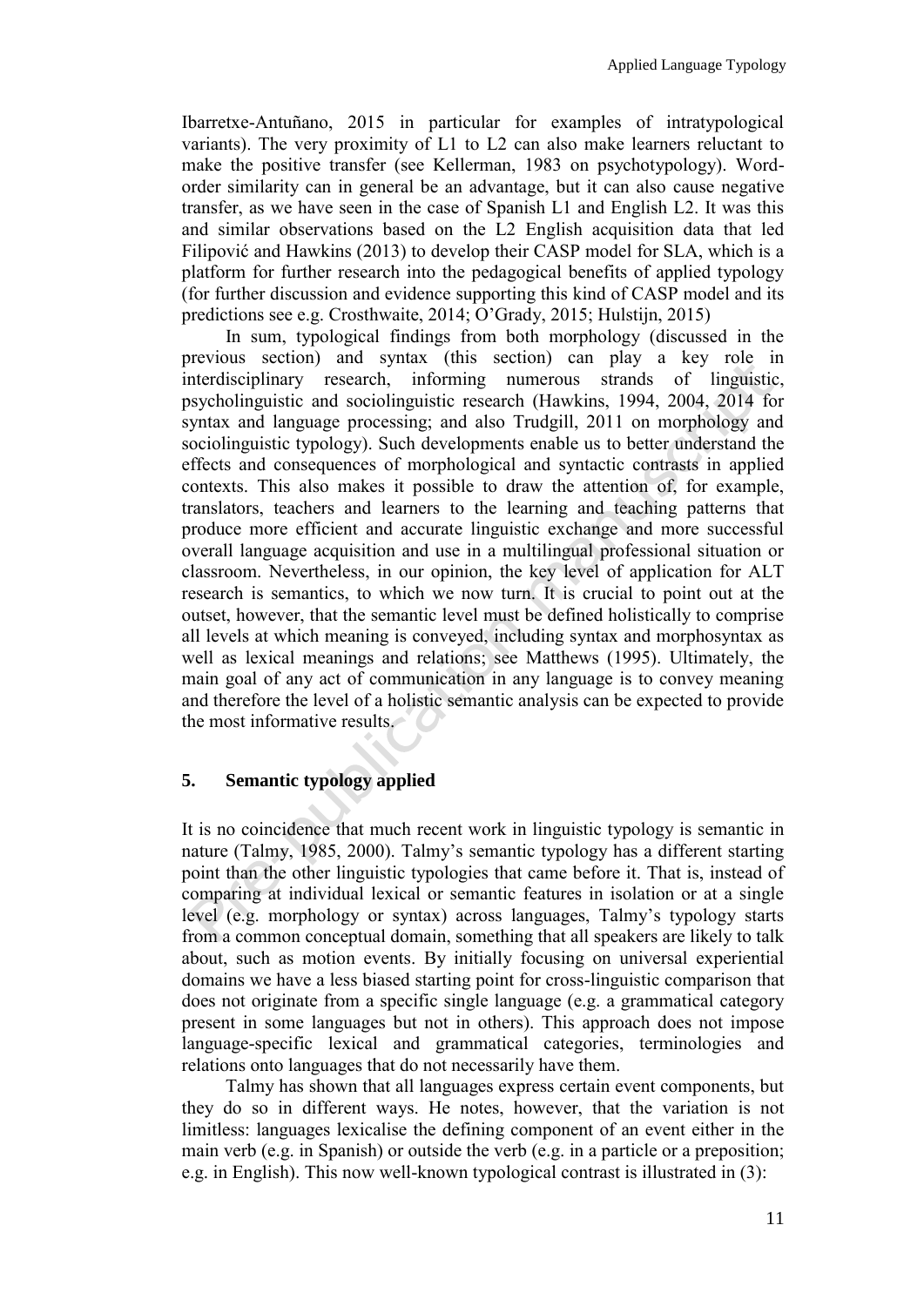Ibarretxe-Antuñano, 2015 in particular for examples of intratypological variants). The very proximity of L1 to L2 can also make learners reluctant to make the positive transfer (see Kellerman, 1983 on psychotypology). Word-order similarity can in general be an advantage, but it can also cause negative transfer, as we have seen in the case of Spanish L1 and English L2. It was this and similar observations based on the L2 English acquisition data that led Filipović and Hawkins (2013) to develop their CASP model for SLA, which is a platform for further research into the pedagogical benefits of applied typology (for further discussion and evidence supporting this kind of CASP model and its predictions see e.g. Crosthwaite, 2014; O'Grady, 2015; Hulstijn, 2015)

In sum, typological findings from both morphology (discussed in the previous section) and syntax (this section) can play a key role in interdisciplinary research, informing numerous strands of linguistic, psycholinguistic and sociolinguistic research (Hawkins, 1994, 2004, 2014 for syntax and language processing; and also Trudgill, 2011 on morphology and sociolinguistic typology). Such developments enable us to better understand the effects and consequences of morphological and syntactic contrasts in applied contexts. This also makes it possible to draw the attention of, for example, translators, teachers and learners to the learning and teaching patterns that produce more efficient and accurate linguistic exchange and more successful overall language acquisition and use in a multilingual professional situation or classroom. Nevertheless, in our opinion, the key level of application for ALT research is semantics, to which we now turn. It is crucial to point out at the outset, however, that the semantic level must be defined holistically to comprise all levels at which meaning is conveyed, including syntax and morphosyntax as well as lexical meanings and relations; see Matthews (1995). Ultimately, the main goal of any act of communication in any language is to convey meaning and therefore the level of a holistic semantic analysis can be expected to provide the most informative results.

## 5. Semantic typology applied

It is no coincidence that much recent work in linguistic typology is semantic in nature (Talmy, 1985, 2000). Talmy's semantic typology has a different starting point than the other linguistic typologies that came before it. That is, instead of comparing at individual lexical or semantic features in isolation or at a single level (e.g. morphology or syntax) across languages, Talmy's typology starts from a common conceptual domain, something that all speakers are likely to talk about, such as motion events. By initially focusing on universal experiential domains we have a less biased starting point for cross-linguistic comparison that does not originate from a specific single language (e.g. a grammatical category present in some languages but not in others). This approach does not impose language-specific lexical and grammatical categories, terminologies and relations onto languages that do not necessarily have them.

Talmy has shown that all languages express certain event components, but they do so in different ways. He notes, however, that the variation is not limitless: languages lexicalise the defining component of an event either in the main verb (e.g. in Spanish) or outside the verb (e.g. in a particle or a preposition; e.g. in English). This now well-known typological contrast is illustrated in (3):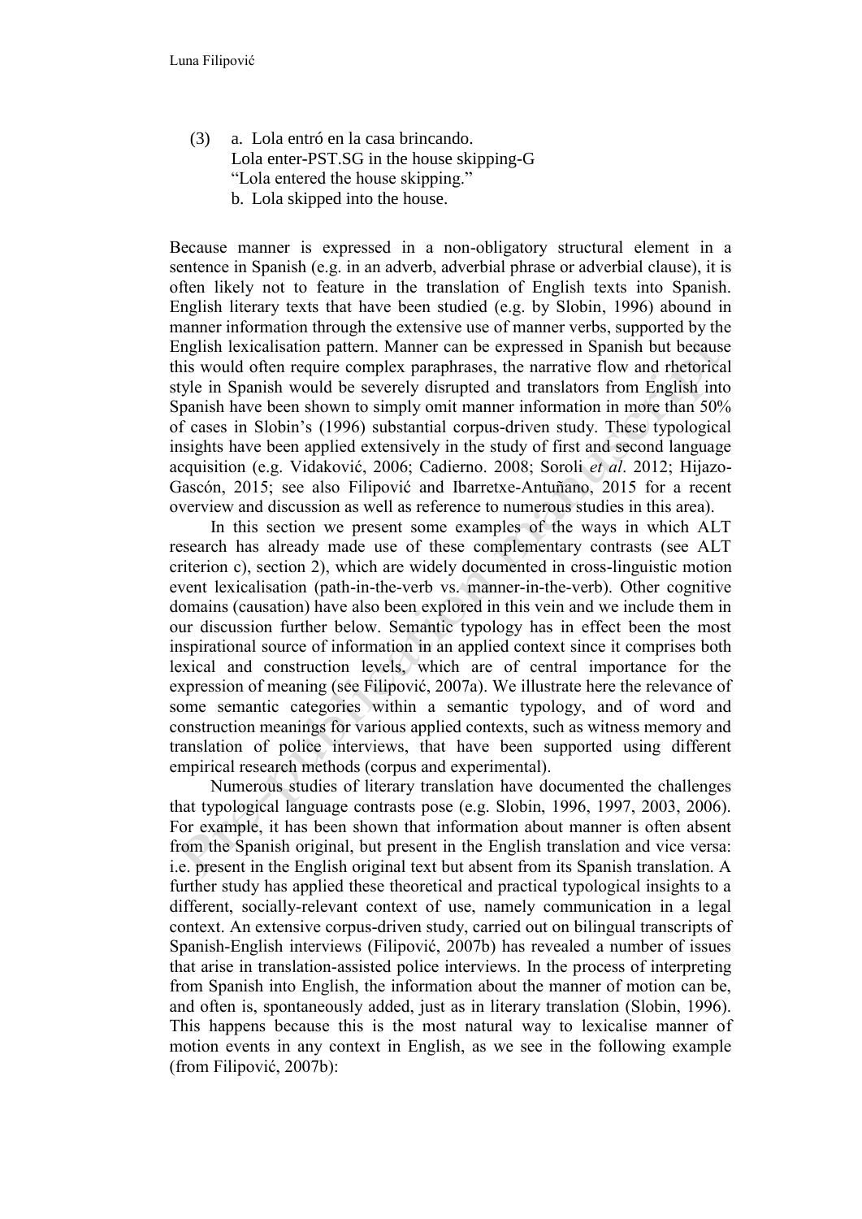(3) a. Lola entró en la casa brincando.
Lola enter-PST.SG in the house skipping-G
"Lola entered the house skipping."
b. Lola skipped into the house.

Because manner is expressed in a non-obligatory structural element in a sentence in Spanish (e.g. in an adverb, adverbial phrase or adverbial clause), it is often likely not to feature in the translation of English texts into Spanish. English literary texts that have been studied (e.g. by Slobin, 1996) abound in manner information through the extensive use of manner verbs, supported by the English lexicalisation pattern. Manner can be expressed in Spanish but because this would often require complex paraphrases, the narrative flow and rhetorical style in Spanish would be severely disrupted and translators from English into Spanish have been shown to simply omit manner information in more than 50% of cases in Slobin's (1996) substantial corpus-driven study. These typological insights have been applied extensively in the study of first and second language acquisition (e.g. Vidaković, 2006; Cadierno. 2008; Soroli *et al*. 2012; Hijazo-Gascón, 2015; see also Filipović and Ibarretxe-Antuñano, 2015 for a recent overview and discussion as well as reference to numerous studies in this area).

In this section we present some examples of the ways in which ALT research has already made use of these complementary contrasts (see ALT criterion c), section 2), which are widely documented in cross-linguistic motion event lexicalisation (path-in-the-verb vs. manner-in-the-verb). Other cognitive domains (causation) have also been explored in this vein and we include them in our discussion further below. Semantic typology has in effect been the most inspirational source of information in an applied context since it comprises both lexical and construction levels, which are of central importance for the expression of meaning (see Filipović, 2007a). We illustrate here the relevance of some semantic categories within a semantic typology, and of word and construction meanings for various applied contexts, such as witness memory and translation of police interviews, that have been supported using different empirical research methods (corpus and experimental).

Numerous studies of literary translation have documented the challenges that typological language contrasts pose (e.g. Slobin, 1996, 1997, 2003, 2006). For example, it has been shown that information about manner is often absent from the Spanish original, but present in the English translation and vice versa: i.e. present in the English original text but absent from its Spanish translation. A further study has applied these theoretical and practical typological insights to a different, socially-relevant context of use, namely communication in a legal context. An extensive corpus-driven study, carried out on bilingual transcripts of Spanish-English interviews (Filipović, 2007b) has revealed a number of issues that arise in translation-assisted police interviews. In the process of interpreting from Spanish into English, the information about the manner of motion can be, and often is, spontaneously added, just as in literary translation (Slobin, 1996). This happens because this is the most natural way to lexicalise manner of motion events in any context in English, as we see in the following example (from Filipović, 2007b):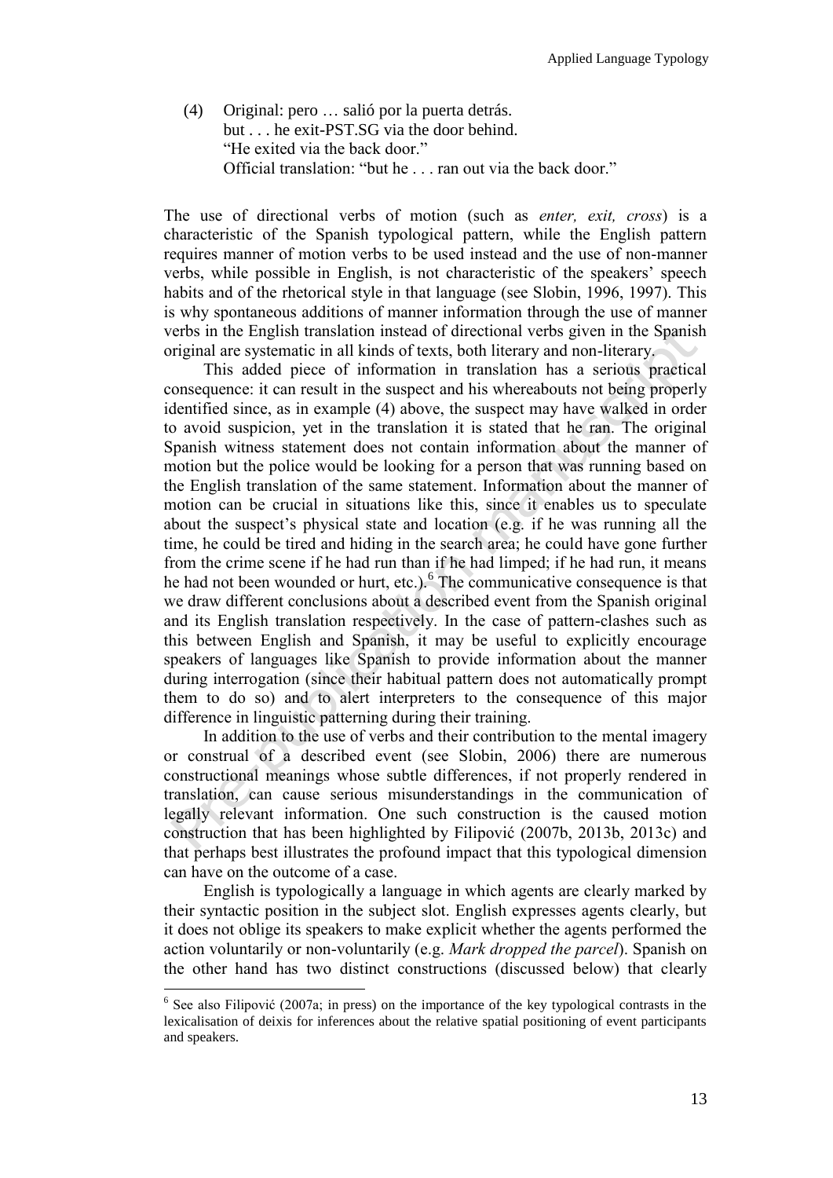(4) Original: pero … salió por la puerta detrás.
    but . . . he exit-PST.SG via the door behind.
    "He exited via the back door."
    Official translation: "but he . . . ran out via the back door."

The use of directional verbs of motion (such as *enter, exit, cross*) is a characteristic of the Spanish typological pattern, while the English pattern requires manner of motion verbs to be used instead and the use of non-manner verbs, while possible in English, is not characteristic of the speakers' speech habits and of the rhetorical style in that language (see Slobin, 1996, 1997). This is why spontaneous additions of manner information through the use of manner verbs in the English translation instead of directional verbs given in the Spanish original are systematic in all kinds of texts, both literary and non-literary.

This added piece of information in translation has a serious practical consequence: it can result in the suspect and his whereabouts not being properly identified since, as in example (4) above, the suspect may have walked in order to avoid suspicion, yet in the translation it is stated that he ran. The original Spanish witness statement does not contain information about the manner of motion but the police would be looking for a person that was running based on the English translation of the same statement. Information about the manner of motion can be crucial in situations like this, since it enables us to speculate about the suspect's physical state and location (e.g. if he was running all the time, he could be tired and hiding in the search area; he could have gone further from the crime scene if he had run than if he had limped; if he had run, it means he had not been wounded or hurt, etc.).[6] The communicative consequence is that we draw different conclusions about a described event from the Spanish original and its English translation respectively. In the case of pattern-clashes such as this between English and Spanish, it may be useful to explicitly encourage speakers of languages like Spanish to provide information about the manner during interrogation (since their habitual pattern does not automatically prompt them to do so) and to alert interpreters to the consequence of this major difference in linguistic patterning during their training.

In addition to the use of verbs and their contribution to the mental imagery or construal of a described event (see Slobin, 2006) there are numerous constructional meanings whose subtle differences, if not properly rendered in translation, can cause serious misunderstandings in the communication of legally relevant information. One such construction is the caused motion construction that has been highlighted by Filipović (2007b, 2013b, 2013c) and that perhaps best illustrates the profound impact that this typological dimension can have on the outcome of a case.

English is typologically a language in which agents are clearly marked by their syntactic position in the subject slot. English expresses agents clearly, but it does not oblige its speakers to make explicit whether the agents performed the action voluntarily or non-voluntarily (e.g. *Mark dropped the parcel*). Spanish on the other hand has two distinct constructions (discussed below) that clearly

[6] See also Filipović (2007a; in press) on the importance of the key typological contrasts in the lexicalisation of deixis for inferences about the relative spatial positioning of event participants and speakers.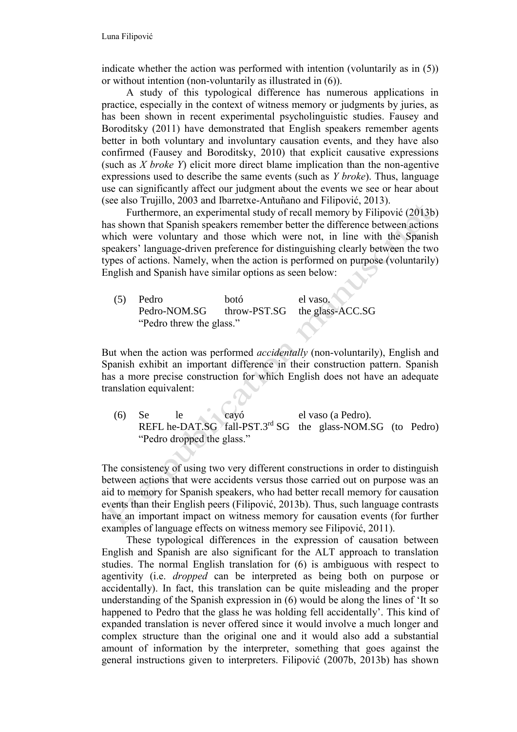indicate whether the action was performed with intention (voluntarily as in (5)) or without intention (non-voluntarily as illustrated in (6)).

A study of this typological difference has numerous applications in practice, especially in the context of witness memory or judgments by juries, as has been shown in recent experimental psycholinguistic studies. Fausey and Boroditsky (2011) have demonstrated that English speakers remember agents better in both voluntary and involuntary causation events, and they have also confirmed (Fausey and Boroditsky, 2010) that explicit causative expressions (such as *X broke Y*) elicit more direct blame implication than the non-agentive expressions used to describe the same events (such as *Y broke*). Thus, language use can significantly affect our judgment about the events we see or hear about (see also Trujillo, 2003 and Ibarretxe-Antuñano and Filipović, 2013).

Furthermore, an experimental study of recall memory by Filipović (2013b) has shown that Spanish speakers remember better the difference between actions which were voluntary and those which were not, in line with the Spanish speakers' language-driven preference for distinguishing clearly between the two types of actions. Namely, when the action is performed on purpose (voluntarily) English and Spanish have similar options as seen below:

(5) Pedro botó el vaso.
 Pedro-NOM.SG throw-PST.SG the glass-ACC.SG
 "Pedro threw the glass."

But when the action was performed *accidentally* (non-voluntarily), English and Spanish exhibit an important difference in their construction pattern. Spanish has a more precise construction for which English does not have an adequate translation equivalent:

(6) Se le cayó el vaso (a Pedro).
 REFL he-DAT.SG fall-PST.3rd SG the glass-NOM.SG (to Pedro)
 "Pedro dropped the glass."

The consistency of using two very different constructions in order to distinguish between actions that were accidents versus those carried out on purpose was an aid to memory for Spanish speakers, who had better recall memory for causation events than their English peers (Filipović, 2013b). Thus, such language contrasts have an important impact on witness memory for causation events (for further examples of language effects on witness memory see Filipović, 2011).

These typological differences in the expression of causation between English and Spanish are also significant for the ALT approach to translation studies. The normal English translation for (6) is ambiguous with respect to agentivity (i.e. *dropped* can be interpreted as being both on purpose or accidentally). In fact, this translation can be quite misleading and the proper understanding of the Spanish expression in (6) would be along the lines of 'It so happened to Pedro that the glass he was holding fell accidentally'. This kind of expanded translation is never offered since it would involve a much longer and complex structure than the original one and it would also add a substantial amount of information by the interpreter, something that goes against the general instructions given to interpreters. Filipović (2007b, 2013b) has shown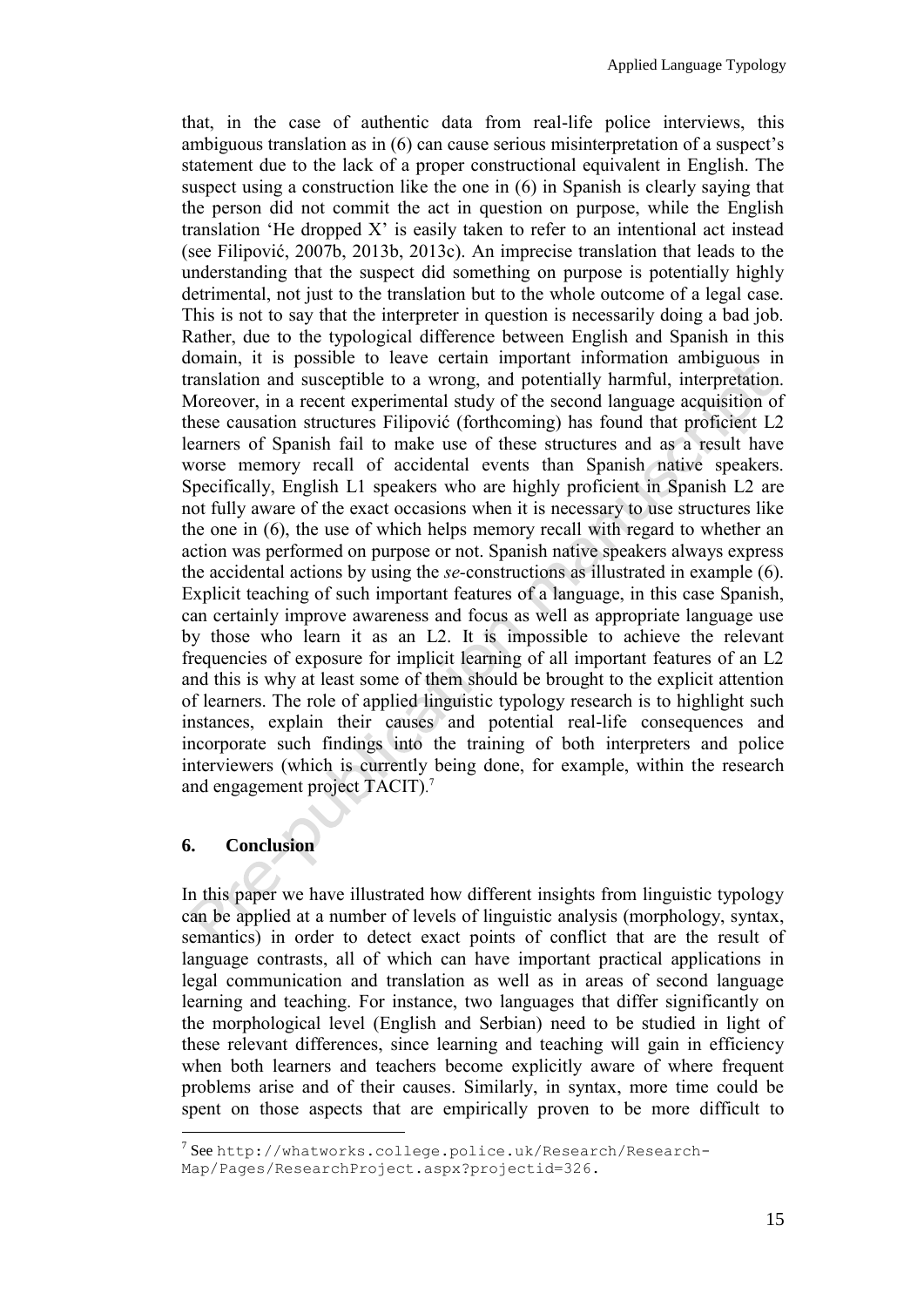that, in the case of authentic data from real-life police interviews, this ambiguous translation as in (6) can cause serious misinterpretation of a suspect's statement due to the lack of a proper constructional equivalent in English. The suspect using a construction like the one in (6) in Spanish is clearly saying that the person did not commit the act in question on purpose, while the English translation 'He dropped X' is easily taken to refer to an intentional act instead (see Filipović, 2007b, 2013b, 2013c). An imprecise translation that leads to the understanding that the suspect did something on purpose is potentially highly detrimental, not just to the translation but to the whole outcome of a legal case. This is not to say that the interpreter in question is necessarily doing a bad job. Rather, due to the typological difference between English and Spanish in this domain, it is possible to leave certain important information ambiguous in translation and susceptible to a wrong, and potentially harmful, interpretation. Moreover, in a recent experimental study of the second language acquisition of these causation structures Filipović (forthcoming) has found that proficient L2 learners of Spanish fail to make use of these structures and as a result have worse memory recall of accidental events than Spanish native speakers. Specifically, English L1 speakers who are highly proficient in Spanish L2 are not fully aware of the exact occasions when it is necessary to use structures like the one in (6), the use of which helps memory recall with regard to whether an action was performed on purpose or not. Spanish native speakers always express the accidental actions by using the *se*-constructions as illustrated in example (6). Explicit teaching of such important features of a language, in this case Spanish, can certainly improve awareness and focus as well as appropriate language use by those who learn it as an L2. It is impossible to achieve the relevant frequencies of exposure for implicit learning of all important features of an L2 and this is why at least some of them should be brought to the explicit attention of learners. The role of applied linguistic typology research is to highlight such instances, explain their causes and potential real-life consequences and incorporate such findings into the training of both interpreters and police interviewers (which is currently being done, for example, within the research and engagement project TACIT).[7]

## 6. Conclusion

In this paper we have illustrated how different insights from linguistic typology can be applied at a number of levels of linguistic analysis (morphology, syntax, semantics) in order to detect exact points of conflict that are the result of language contrasts, all of which can have important practical applications in legal communication and translation as well as in areas of second language learning and teaching. For instance, two languages that differ significantly on the morphological level (English and Serbian) need to be studied in light of these relevant differences, since learning and teaching will gain in efficiency when both learners and teachers become explicitly aware of where frequent problems arise and of their causes. Similarly, in syntax, more time could be spent on those aspects that are empirically proven to be more difficult to

---

[7] See http://whatworks.college.police.uk/Research/Research-Map/Pages/ResearchProject.aspx?projectid=326.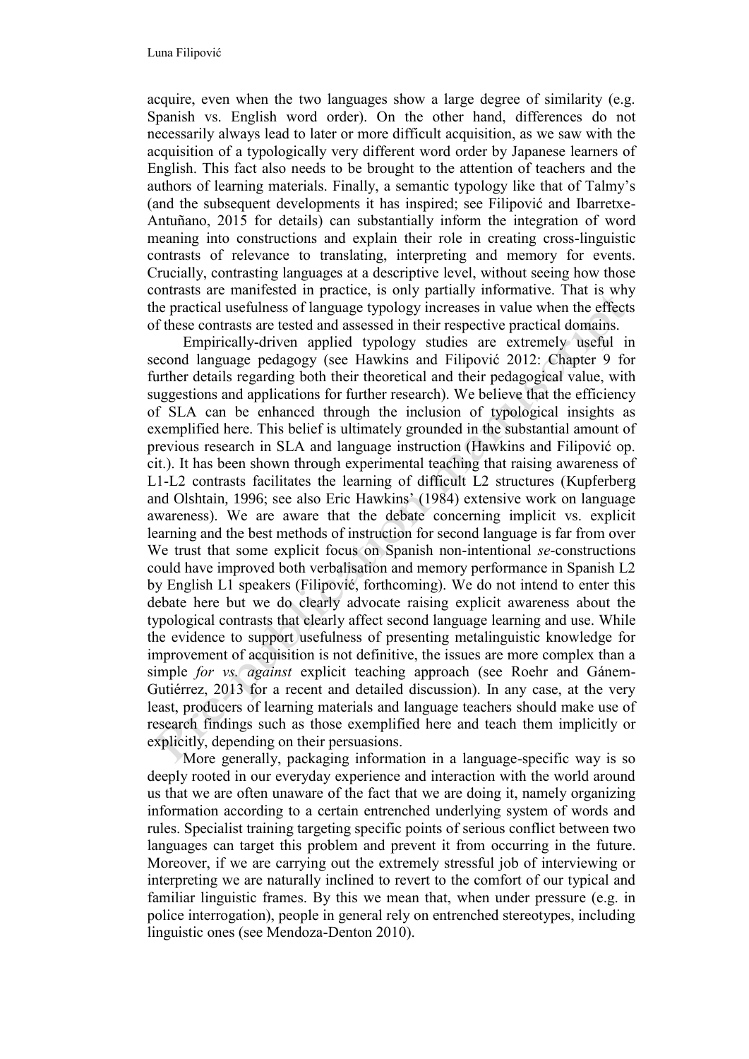acquire, even when the two languages show a large degree of similarity (e.g. Spanish vs. English word order). On the other hand, differences do not necessarily always lead to later or more difficult acquisition, as we saw with the acquisition of a typologically very different word order by Japanese learners of English. This fact also needs to be brought to the attention of teachers and the authors of learning materials. Finally, a semantic typology like that of Talmy's (and the subsequent developments it has inspired; see Filipović and Ibarretxe-Antuñano, 2015 for details) can substantially inform the integration of word meaning into constructions and explain their role in creating cross-linguistic contrasts of relevance to translating, interpreting and memory for events. Crucially, contrasting languages at a descriptive level, without seeing how those contrasts are manifested in practice, is only partially informative. That is why the practical usefulness of language typology increases in value when the effects of these contrasts are tested and assessed in their respective practical domains.

Empirically-driven applied typology studies are extremely useful in second language pedagogy (see Hawkins and Filipović 2012: Chapter 9 for further details regarding both their theoretical and their pedagogical value, with suggestions and applications for further research). We believe that the efficiency of SLA can be enhanced through the inclusion of typological insights as exemplified here. This belief is ultimately grounded in the substantial amount of previous research in SLA and language instruction (Hawkins and Filipović op. cit.). It has been shown through experimental teaching that raising awareness of L1-L2 contrasts facilitates the learning of difficult L2 structures (Kupferberg and Olshtain, 1996; see also Eric Hawkins' (1984) extensive work on language awareness). We are aware that the debate concerning implicit vs. explicit learning and the best methods of instruction for second language is far from over We trust that some explicit focus on Spanish non-intentional *se*-constructions could have improved both verbalisation and memory performance in Spanish L2 by English L1 speakers (Filipović, forthcoming). We do not intend to enter this debate here but we do clearly advocate raising explicit awareness about the typological contrasts that clearly affect second language learning and use. While the evidence to support usefulness of presenting metalinguistic knowledge for improvement of acquisition is not definitive, the issues are more complex than a simple *for vs. against* explicit teaching approach (see Roehr and Gánem-Gutiérrez, 2013 for a recent and detailed discussion). In any case, at the very least, producers of learning materials and language teachers should make use of research findings such as those exemplified here and teach them implicitly or explicitly, depending on their persuasions.

More generally, packaging information in a language-specific way is so deeply rooted in our everyday experience and interaction with the world around us that we are often unaware of the fact that we are doing it, namely organizing information according to a certain entrenched underlying system of words and rules. Specialist training targeting specific points of serious conflict between two languages can target this problem and prevent it from occurring in the future. Moreover, if we are carrying out the extremely stressful job of interviewing or interpreting we are naturally inclined to revert to the comfort of our typical and familiar linguistic frames. By this we mean that, when under pressure (e.g. in police interrogation), people in general rely on entrenched stereotypes, including linguistic ones (see Mendoza-Denton 2010).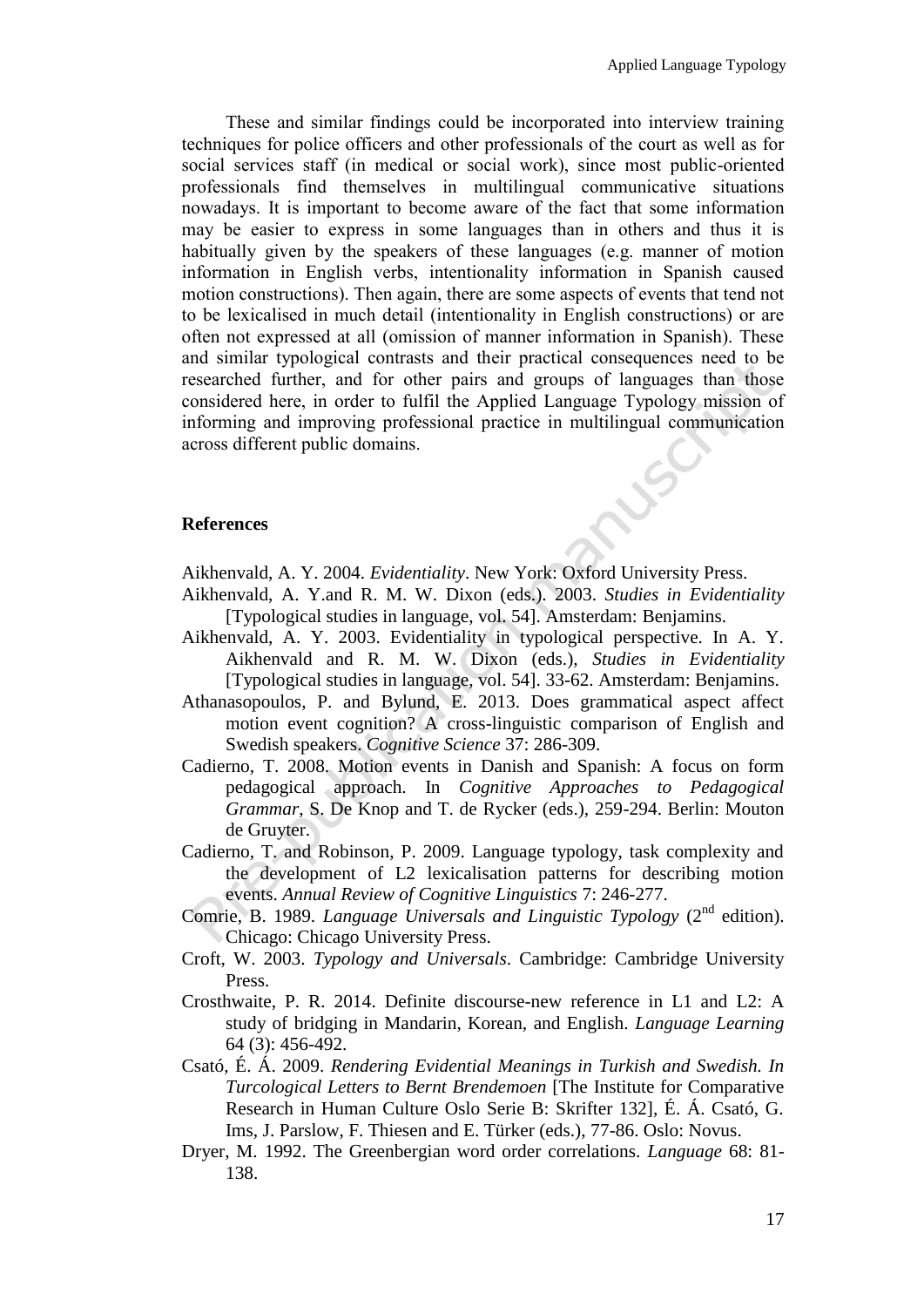These and similar findings could be incorporated into interview training techniques for police officers and other professionals of the court as well as for social services staff (in medical or social work), since most public-oriented professionals find themselves in multilingual communicative situations nowadays. It is important to become aware of the fact that some information may be easier to express in some languages than in others and thus it is habitually given by the speakers of these languages (e.g. manner of motion information in English verbs, intentionality information in Spanish caused motion constructions). Then again, there are some aspects of events that tend not to be lexicalised in much detail (intentionality in English constructions) or are often not expressed at all (omission of manner information in Spanish). These and similar typological contrasts and their practical consequences need to be researched further, and for other pairs and groups of languages than those considered here, in order to fulfil the Applied Language Typology mission of informing and improving professional practice in multilingual communication across different public domains.

## References

Aikhenvald, A. Y. 2004. *Evidentiality*. New York: Oxford University Press.

Aikhenvald, A. Y.and R. M. W. Dixon (eds.). 2003. *Studies in Evidentiality* [Typological studies in language, vol. 54]. Amsterdam: Benjamins.

Aikhenvald, A. Y. 2003. Evidentiality in typological perspective. In A. Y. Aikhenvald and R. M. W. Dixon (eds.), *Studies in Evidentiality* [Typological studies in language, vol. 54]. 33-62. Amsterdam: Benjamins.

Athanasopoulos, P. and Bylund, E. 2013. Does grammatical aspect affect motion event cognition? A cross-linguistic comparison of English and Swedish speakers. *Cognitive Science* 37: 286-309.

Cadierno, T. 2008. Motion events in Danish and Spanish: A focus on form pedagogical approach. In *Cognitive Approaches to Pedagogical Grammar*, S. De Knop and T. de Rycker (eds.), 259-294. Berlin: Mouton de Gruyter.

Cadierno, T. and Robinson, P. 2009. Language typology, task complexity and the development of L2 lexicalisation patterns for describing motion events. *Annual Review of Cognitive Linguistics* 7: 246-277.

Comrie, B. 1989. *Language Universals and Linguistic Typology* (2nd edition). Chicago: Chicago University Press.

Croft, W. 2003. *Typology and Universals*. Cambridge: Cambridge University Press.

Crosthwaite, P. R. 2014. Definite discourse-new reference in L1 and L2: A study of bridging in Mandarin, Korean, and English. *Language Learning* 64 (3): 456-492.

Csató, É. Á. 2009. *Rendering Evidential Meanings in Turkish and Swedish. In Turcological Letters to Bernt Brendemoen* [The Institute for Comparative Research in Human Culture Oslo Serie B: Skrifter 132], É. Á. Csató, G. Ims, J. Parslow, F. Thiesen and E. Türker (eds.), 77-86. Oslo: Novus.

Dryer, M. 1992. The Greenbergian word order correlations. *Language* 68: 81-138.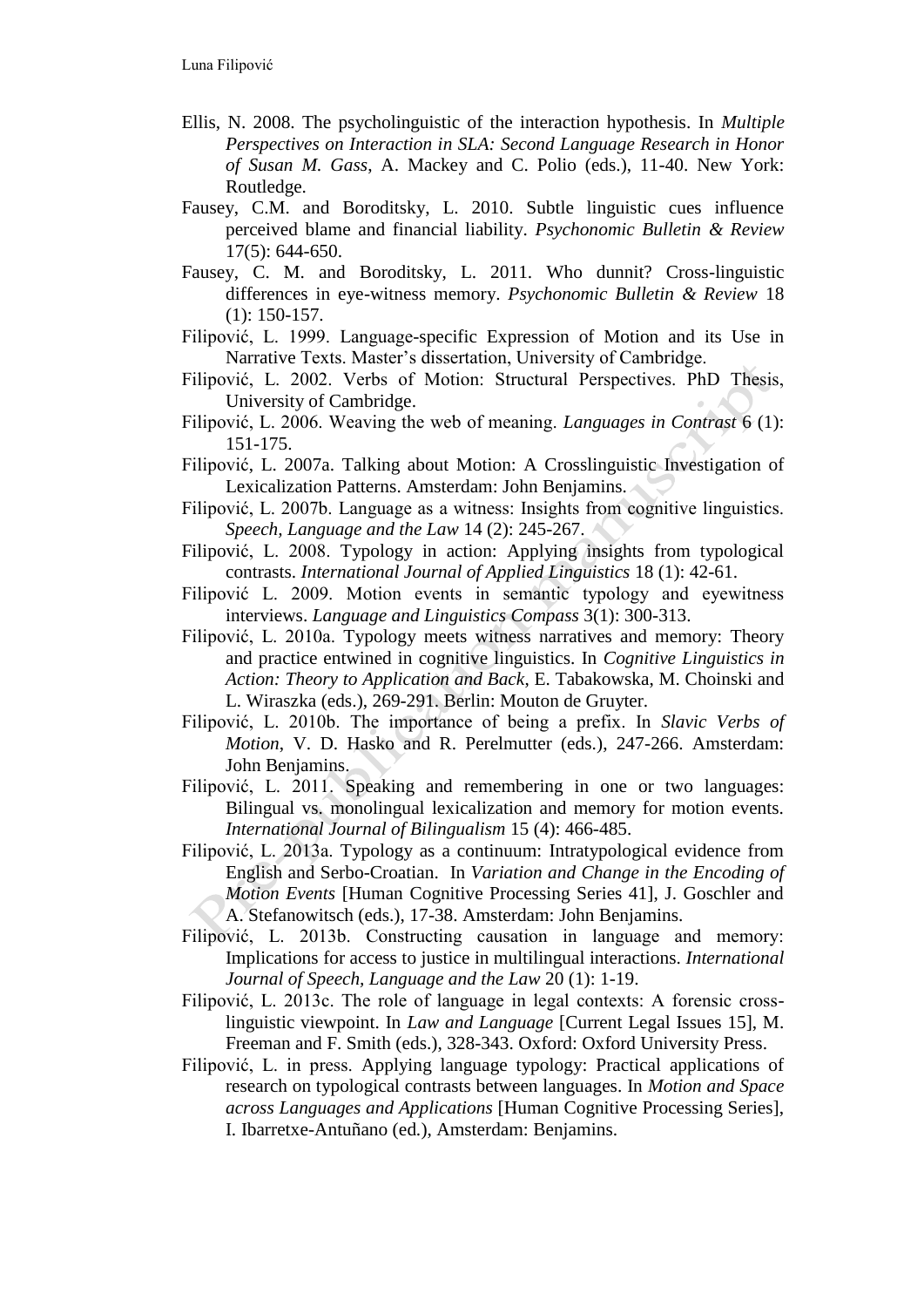Ellis, N. 2008. The psycholinguistic of the interaction hypothesis. In *Multiple Perspectives on Interaction in SLA: Second Language Research in Honor of Susan M. Gass*, A. Mackey and C. Polio (eds.), 11-40. New York: Routledge.

Fausey, C.M. and Boroditsky, L. 2010. Subtle linguistic cues influence perceived blame and financial liability. *Psychonomic Bulletin & Review* 17(5): 644-650.

Fausey, C. M. and Boroditsky, L. 2011. Who dunnit? Cross-linguistic differences in eye-witness memory. *Psychonomic Bulletin & Review* 18 (1): 150-157.

Filipović, L. 1999. Language-specific Expression of Motion and its Use in Narrative Texts. Master's dissertation, University of Cambridge.

Filipović, L. 2002. Verbs of Motion: Structural Perspectives. PhD Thesis, University of Cambridge.

Filipović, L. 2006. Weaving the web of meaning. *Languages in Contrast* 6 (1): 151-175.

Filipović, L. 2007a. Talking about Motion: A Crosslinguistic Investigation of Lexicalization Patterns. Amsterdam: John Benjamins.

Filipović, L. 2007b. Language as a witness: Insights from cognitive linguistics. *Speech, Language and the Law* 14 (2): 245-267.

Filipović, L. 2008. Typology in action: Applying insights from typological contrasts. *International Journal of Applied Linguistics* 18 (1): 42-61.

Filipović L. 2009. Motion events in semantic typology and eyewitness interviews. *Language and Linguistics Compass* 3(1): 300-313.

Filipović, L. 2010a. Typology meets witness narratives and memory: Theory and practice entwined in cognitive linguistics. In *Cognitive Linguistics in Action: Theory to Application and Back*, E. Tabakowska, M. Choinski and L. Wiraszka (eds.), 269-291. Berlin: Mouton de Gruyter.

Filipović, L. 2010b. The importance of being a prefix. In *Slavic Verbs of Motion*, V. D. Hasko and R. Perelmutter (eds.), 247-266. Amsterdam: John Benjamins.

Filipović, L. 2011. Speaking and remembering in one or two languages: Bilingual vs. monolingual lexicalization and memory for motion events. *International Journal of Bilingualism* 15 (4): 466-485.

Filipović, L. 2013a. Typology as a continuum: Intratypological evidence from English and Serbo-Croatian. In *Variation and Change in the Encoding of Motion Events* [Human Cognitive Processing Series 41], J. Goschler and A. Stefanowitsch (eds.), 17-38. Amsterdam: John Benjamins.

Filipović, L. 2013b. Constructing causation in language and memory: Implications for access to justice in multilingual interactions. *International Journal of Speech, Language and the Law* 20 (1): 1-19.

Filipović, L. 2013c. The role of language in legal contexts: A forensic cross-linguistic viewpoint. In *Law and Language* [Current Legal Issues 15], M. Freeman and F. Smith (eds.), 328-343. Oxford: Oxford University Press.

Filipović, L. in press. Applying language typology: Practical applications of research on typological contrasts between languages. In *Motion and Space across Languages and Applications* [Human Cognitive Processing Series], I. Ibarretxe-Antuñano (ed.), Amsterdam: Benjamins.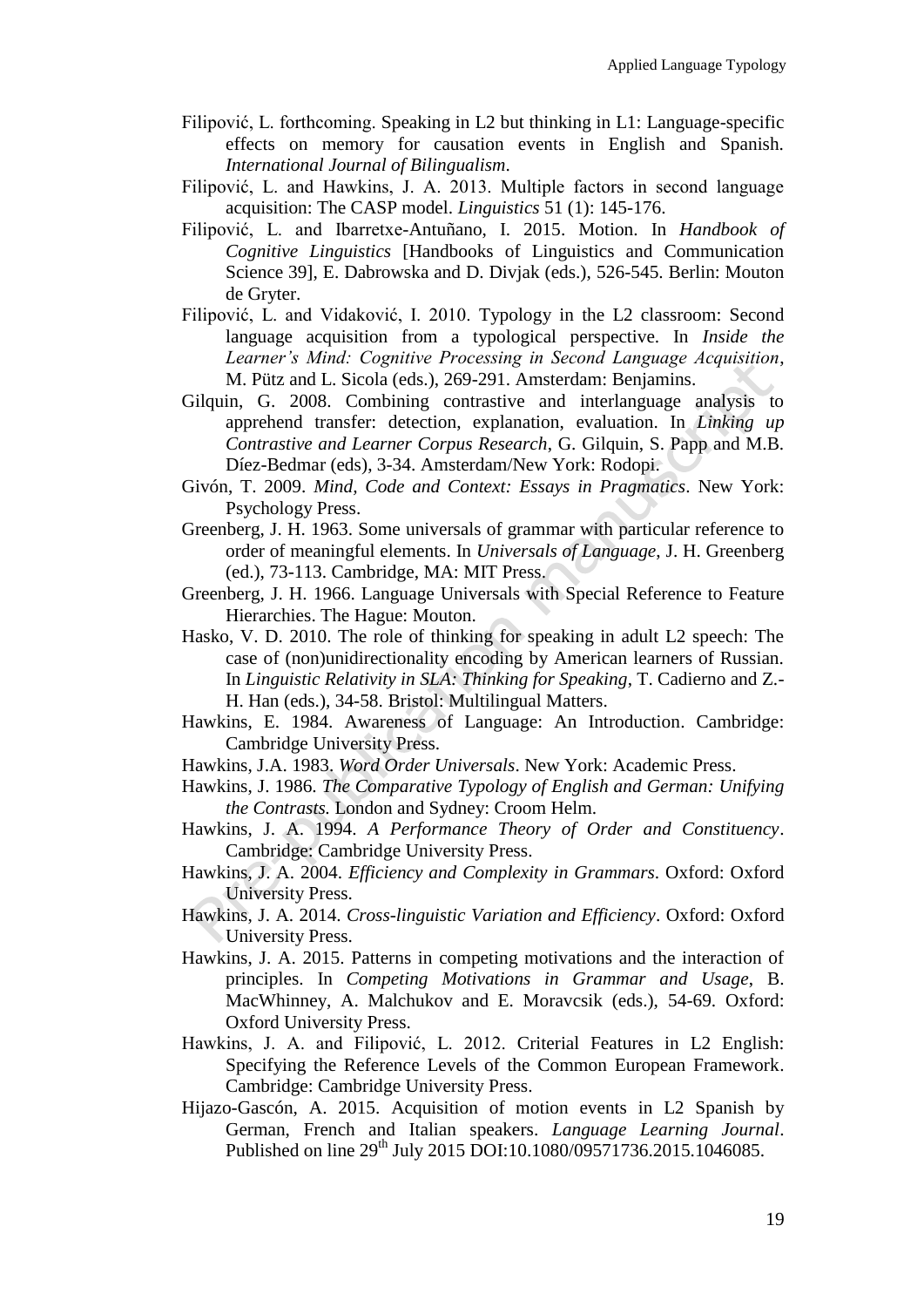Filipović, L. forthcoming. Speaking in L2 but thinking in L1: Language-specific effects on memory for causation events in English and Spanish. *International Journal of Bilingualism*.

Filipović, L. and Hawkins, J. A. 2013. Multiple factors in second language acquisition: The CASP model. *Linguistics* 51 (1): 145-176.

Filipović, L. and Ibarretxe-Antuñano, I. 2015. Motion. In *Handbook of Cognitive Linguistics* [Handbooks of Linguistics and Communication Science 39], E. Dabrowska and D. Divjak (eds.), 526-545. Berlin: Mouton de Gryter.

Filipović, L. and Vidaković, I. 2010. Typology in the L2 classroom: Second language acquisition from a typological perspective. In *Inside the Learner's Mind: Cognitive Processing in Second Language Acquisition*, M. Pütz and L. Sicola (eds.), 269-291. Amsterdam: Benjamins.

Gilquin, G. 2008. Combining contrastive and interlanguage analysis to apprehend transfer: detection, explanation, evaluation. In *Linking up Contrastive and Learner Corpus Research*, G. Gilquin, S. Papp and M.B. Díez-Bedmar (eds), 3-34. Amsterdam/New York: Rodopi.

Givón, T. 2009. *Mind, Code and Context: Essays in Pragmatics*. New York: Psychology Press.

Greenberg, J. H. 1963. Some universals of grammar with particular reference to order of meaningful elements. In *Universals of Language*, J. H. Greenberg (ed.), 73-113. Cambridge, MA: MIT Press.

Greenberg, J. H. 1966. Language Universals with Special Reference to Feature Hierarchies. The Hague: Mouton.

Hasko, V. D. 2010. The role of thinking for speaking in adult L2 speech: The case of (non)unidirectionality encoding by American learners of Russian. In *Linguistic Relativity in SLA: Thinking for Speaking*, T. Cadierno and Z.-H. Han (eds.), 34-58. Bristol: Multilingual Matters.

Hawkins, E. 1984. Awareness of Language: An Introduction. Cambridge: Cambridge University Press.

Hawkins, J.A. 1983. *Word Order Universals*. New York: Academic Press.

Hawkins, J. 1986. *The Comparative Typology of English and German: Unifying the Contrasts.* London and Sydney: Croom Helm.

Hawkins, J. A. 1994. *A Performance Theory of Order and Constituency*. Cambridge: Cambridge University Press.

Hawkins, J. A. 2004. *Efficiency and Complexity in Grammars*. Oxford: Oxford University Press.

Hawkins, J. A. 2014. *Cross-linguistic Variation and Efficiency*. Oxford: Oxford University Press.

Hawkins, J. A. 2015. Patterns in competing motivations and the interaction of principles. In *Competing Motivations in Grammar and Usage*, B. MacWhinney, A. Malchukov and E. Moravcsik (eds.), 54-69. Oxford: Oxford University Press.

Hawkins, J. A. and Filipović, L. 2012. Criterial Features in L2 English: Specifying the Reference Levels of the Common European Framework. Cambridge: Cambridge University Press.

Hijazo-Gascón, A. 2015. Acquisition of motion events in L2 Spanish by German, French and Italian speakers. *Language Learning Journal*. Published on line 29th July 2015 DOI:10.1080/09571736.2015.1046085.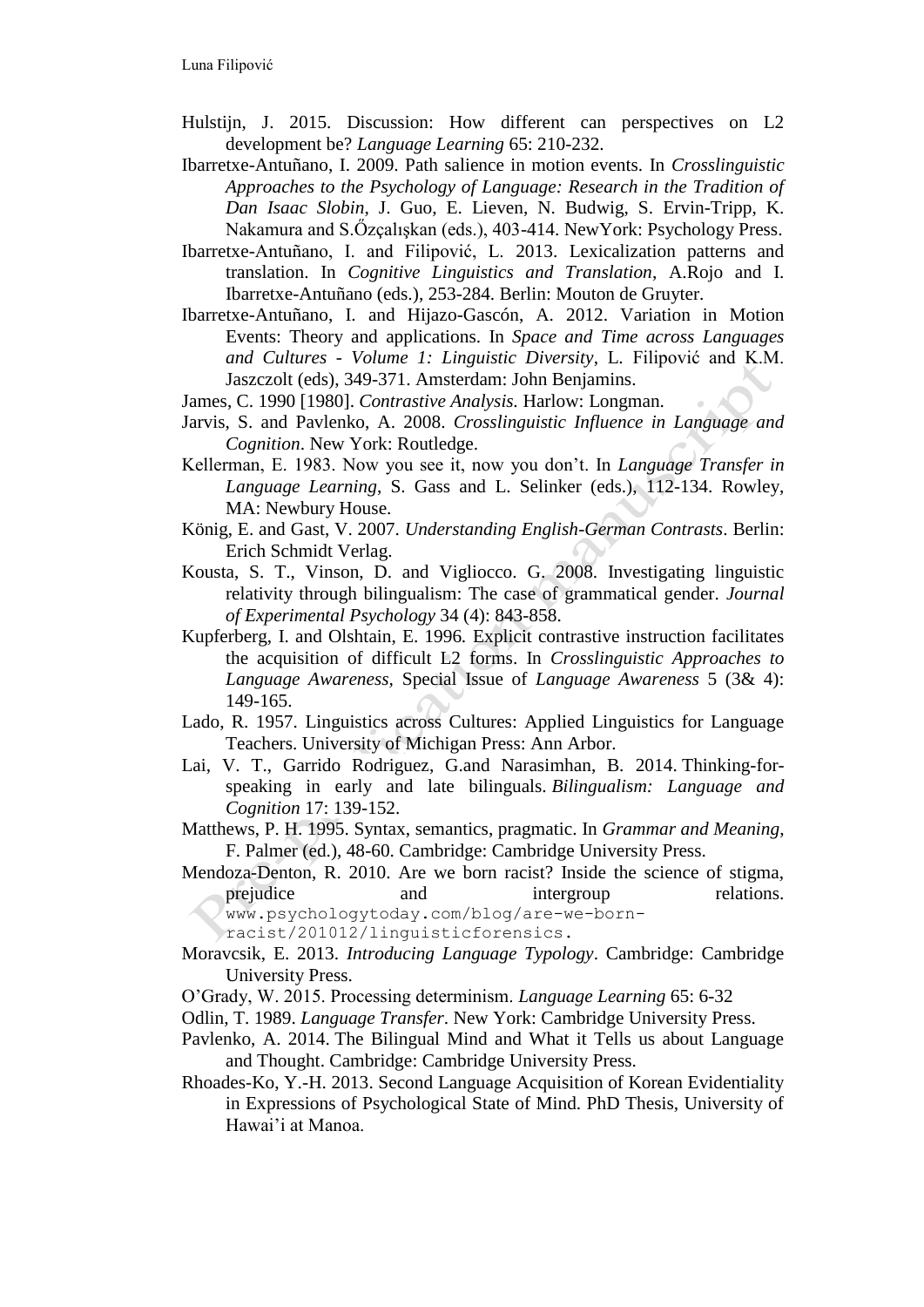Hulstijn, J. 2015. Discussion: How different can perspectives on L2 development be? *Language Learning* 65: 210-232.

Ibarretxe-Antuñano, I. 2009. Path salience in motion events. In *Crosslinguistic Approaches to the Psychology of Language: Research in the Tradition of Dan Isaac Slobin*, J. Guo, E. Lieven, N. Budwig, S. Ervin-Tripp, K. Nakamura and S.Őzçalışkan (eds.), 403-414. NewYork: Psychology Press.

Ibarretxe-Antuñano, I. and Filipović, L. 2013. Lexicalization patterns and translation. In *Cognitive Linguistics and Translation*, A.Rojo and I. Ibarretxe-Antuñano (eds.), 253-284. Berlin: Mouton de Gruyter.

Ibarretxe-Antuñano, I. and Hijazo-Gascón, A. 2012. Variation in Motion Events: Theory and applications. In *Space and Time across Languages and Cultures - Volume 1: Linguistic Diversity*, L. Filipović and K.M. Jaszczolt (eds), 349-371. Amsterdam: John Benjamins.

James, C. 1990 [1980]. *Contrastive Analysis.* Harlow: Longman.

Jarvis, S. and Pavlenko, A. 2008. *Crosslinguistic Influence in Language and Cognition*. New York: Routledge.

Kellerman, E. 1983. Now you see it, now you don't. In *Language Transfer in Language Learning*, S. Gass and L. Selinker (eds.), 112-134. Rowley, MA: Newbury House.

König, E. and Gast, V. 2007. *Understanding English-German Contrasts*. Berlin: Erich Schmidt Verlag.

Kousta, S. T., Vinson, D. and Vigliocco. G. 2008. Investigating linguistic relativity through bilingualism: The case of grammatical gender. *Journal of Experimental Psychology* 34 (4): 843-858.

Kupferberg, I. and Olshtain, E. 1996. Explicit contrastive instruction facilitates the acquisition of difficult L2 forms. In *Crosslinguistic Approaches to Language Awareness*, Special Issue of *Language Awareness* 5 (3& 4): 149-165.

Lado, R. 1957. Linguistics across Cultures: Applied Linguistics for Language Teachers. University of Michigan Press: Ann Arbor.

Lai, V. T., Garrido Rodriguez, G.and Narasimhan, B. 2014. Thinking-for-speaking in early and late bilinguals. *Bilingualism: Language and Cognition* 17: 139-152.

Matthews, P. H. 1995. Syntax, semantics, pragmatic. In *Grammar and Meaning*, F. Palmer (ed.), 48-60. Cambridge: Cambridge University Press.

Mendoza-Denton, R. 2010. Are we born racist? Inside the science of stigma, prejudice and intergroup relations. www.psychologytoday.com/blog/are-we-born-racist/201012/linguisticforensics.

Moravcsik, E. 2013. *Introducing Language Typology*. Cambridge: Cambridge University Press.

O'Grady, W. 2015. Processing determinism. *Language Learning* 65: 6-32

Odlin, T. 1989. *Language Transfer*. New York: Cambridge University Press.

Pavlenko, A. 2014. The Bilingual Mind and What it Tells us about Language and Thought. Cambridge: Cambridge University Press.

Rhoades-Ko, Y.-H. 2013. Second Language Acquisition of Korean Evidentiality in Expressions of Psychological State of Mind. PhD Thesis, University of Hawai'i at Manoa.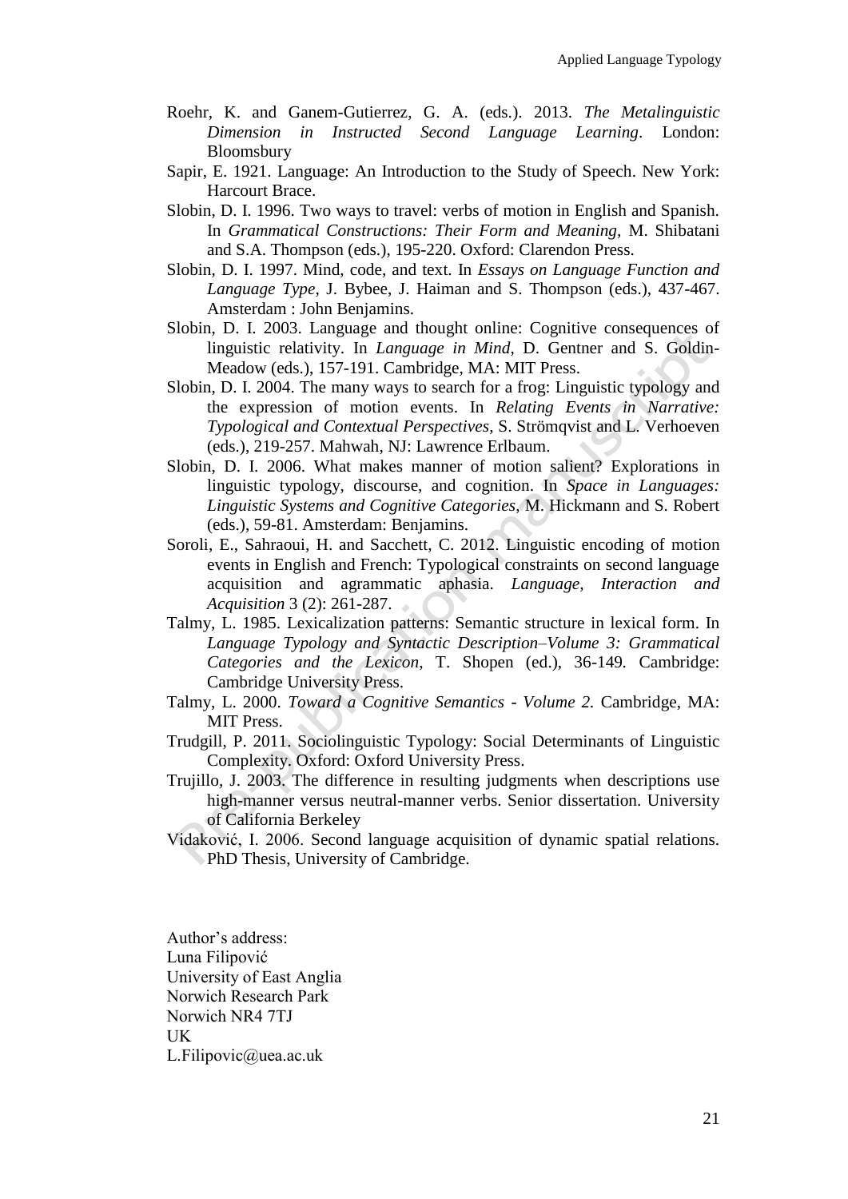Roehr, K. and Ganem-Gutierrez, G. A. (eds.). 2013. *The Metalinguistic Dimension in Instructed Second Language Learning*. London: Bloomsbury

Sapir, E. 1921. Language: An Introduction to the Study of Speech. New York: Harcourt Brace.

Slobin, D. I. 1996. Two ways to travel: verbs of motion in English and Spanish. In *Grammatical Constructions: Their Form and Meaning*, M. Shibatani and S.A. Thompson (eds.), 195-220. Oxford: Clarendon Press.

Slobin, D. I. 1997. Mind, code, and text. In *Essays on Language Function and Language Type*, J. Bybee, J. Haiman and S. Thompson (eds.), 437-467. Amsterdam : John Benjamins.

Slobin, D. I. 2003. Language and thought online: Cognitive consequences of linguistic relativity. In *Language in Mind*, D. Gentner and S. Goldin-Meadow (eds.), 157-191. Cambridge, MA: MIT Press.

Slobin, D. I. 2004. The many ways to search for a frog: Linguistic typology and the expression of motion events. In *Relating Events in Narrative: Typological and Contextual Perspectives*, S. Strömqvist and L. Verhoeven (eds.), 219-257. Mahwah, NJ: Lawrence Erlbaum.

Slobin, D. I. 2006. What makes manner of motion salient? Explorations in linguistic typology, discourse, and cognition. In *Space in Languages: Linguistic Systems and Cognitive Categories*, M. Hickmann and S. Robert (eds.), 59-81. Amsterdam: Benjamins.

Soroli, E., Sahraoui, H. and Sacchett, C. 2012. Linguistic encoding of motion events in English and French: Typological constraints on second language acquisition and agrammatic aphasia. *Language, Interaction and Acquisition* 3 (2): 261-287.

Talmy, L. 1985. Lexicalization patterns: Semantic structure in lexical form. In *Language Typology and Syntactic Description–Volume 3: Grammatical Categories and the Lexicon*, T. Shopen (ed.), 36-149. Cambridge: Cambridge University Press.

Talmy, L. 2000. *Toward a Cognitive Semantics - Volume 2*. Cambridge, MA: MIT Press.

Trudgill, P. 2011. Sociolinguistic Typology: Social Determinants of Linguistic Complexity. Oxford: Oxford University Press.

Trujillo, J. 2003. The difference in resulting judgments when descriptions use high-manner versus neutral-manner verbs. Senior dissertation. University of California Berkeley

Vidaković, I. 2006. Second language acquisition of dynamic spatial relations. PhD Thesis, University of Cambridge.

Author's address:
Luna Filipović
University of East Anglia
Norwich Research Park
Norwich NR4 7TJ
UK
L.Filipovic@uea.ac.uk